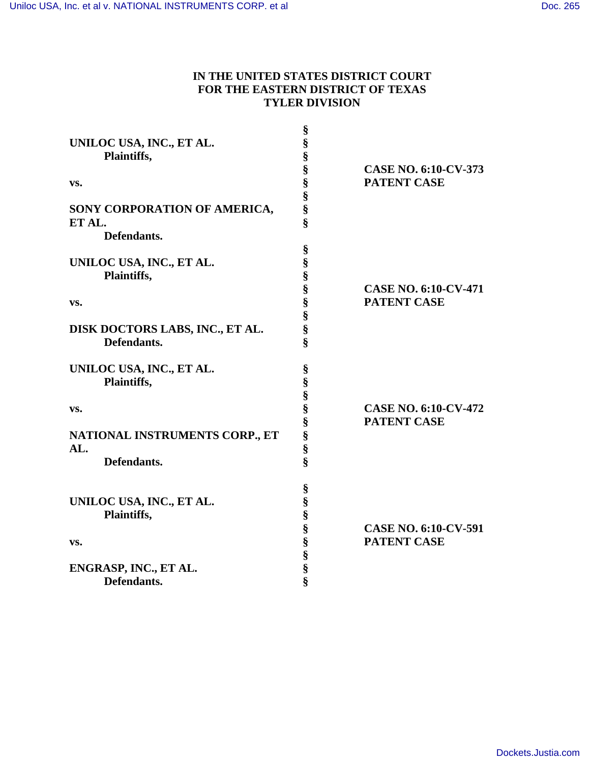**IN THE UNITED STATES DISTRICT COURT**
**FOR THE EASTERN DISTRICT OF TEXAS**
**TYLER DIVISION**

| | | |
|---|---|---|
| **UNILOC USA, INC., ET AL.**<br>**Plaintiffs,**<br><br>**vs.**<br><br>**SONY CORPORATION OF AMERICA, ET AL.**<br>**Defendants.** | §<br>§<br>§<br>§<br>§<br>§<br>§<br>§ | **CASE NO. 6:10-CV-373**<br>**PATENT CASE** |
| **UNILOC USA, INC., ET AL.**<br>**Plaintiffs,**<br><br>**vs.**<br><br>**DISK DOCTORS LABS, INC., ET AL.**<br>**Defendants.** | §<br>§<br>§<br>§<br>§<br>§<br>§<br>§ | **CASE NO. 6:10-CV-471**<br>**PATENT CASE** |
| **UNILOC USA, INC., ET AL.**<br>**Plaintiffs,**<br><br>**vs.**<br><br>**NATIONAL INSTRUMENTS CORP., ET AL.**<br>**Defendants.** | §<br>§<br>§<br>§<br>§<br>§<br>§<br>§ | **CASE NO. 6:10-CV-472**<br>**PATENT CASE** |
| **UNILOC USA, INC., ET AL.**<br>**Plaintiffs,**<br><br>**vs.**<br><br>**ENGRASP, INC., ET AL.**<br>**Defendants.** | §<br>§<br>§<br>§<br>§<br>§<br>§<br>§ | **CASE NO. 6:10-CV-591**<br>**PATENT CASE** |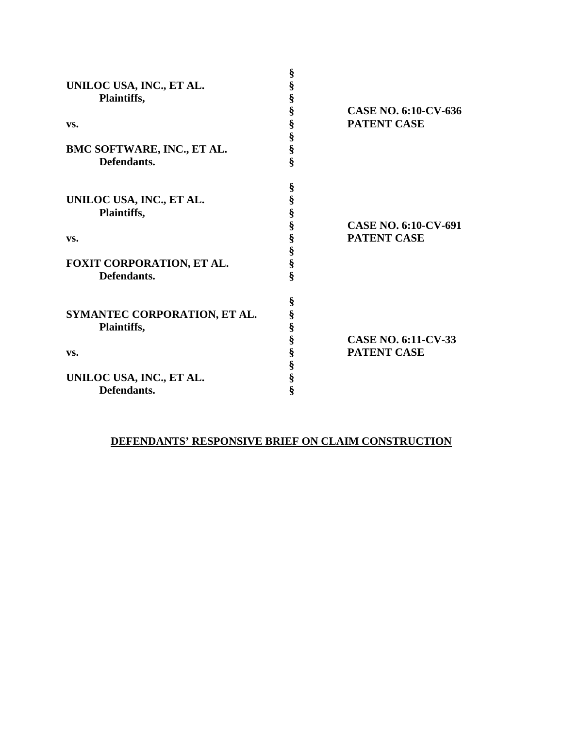| | | |
|---|---|---|
| UNILOC USA, INC., ET AL.<br>Plaintiffs,<br><br>vs.<br><br>BMC SOFTWARE, INC., ET AL.<br>Defendants. | §<br>§<br>§<br>§<br>§<br>§<br>§<br>§ | <br><br><br>CASE NO. 6:10-CV-636<br>PATENT CASE |
| UNILOC USA, INC., ET AL.<br>Plaintiffs,<br><br>vs.<br><br>FOXIT CORPORATION, ET AL.<br>Defendants. | §<br>§<br>§<br>§<br>§<br>§<br>§<br>§ | <br><br><br>CASE NO. 6:10-CV-691<br>PATENT CASE |
| SYMANTEC CORPORATION, ET AL.<br>Plaintiffs,<br><br>vs.<br><br>UNILOC USA, INC., ET AL.<br>Defendants. | §<br>§<br>§<br>§<br>§<br>§<br>§<br>§ | <br><br><br>CASE NO. 6:11-CV-33<br>PATENT CASE |

**DEFENDANTS' RESPONSIVE BRIEF ON CLAIM CONSTRUCTION**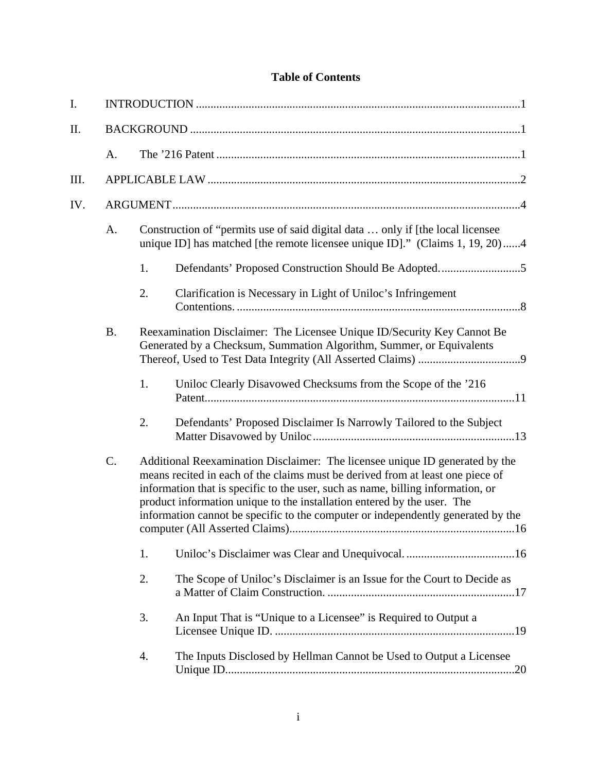# Table of Contents

I. INTRODUCTION ............................................................................................................1

II. BACKGROUND ..............................................................................................................1

- A. The ’216 Patent ......................................................................................................1

III. APPLICABLE LAW .........................................................................................................2

IV. ARGUMENT.....................................................................................................................4

- A. Construction of “permits use of said digital data … only if [the local licensee unique ID] has matched [the remote licensee unique ID].” (Claims 1, 19, 20)......4
  - 1. Defendants’ Proposed Construction Should Be Adopted...........................5
  - 2. Clarification is Necessary in Light of Uniloc’s Infringement Contentions. ................................................................................................8
- B. Reexamination Disclaimer: The Licensee Unique ID/Security Key Cannot Be Generated by a Checksum, Summation Algorithm, Summer, or Equivalents Thereof, Used to Test Data Integrity (All Asserted Claims) ...................................9
  - 1. Uniloc Clearly Disavowed Checksums from the Scope of the ’216 Patent.........................................................................................................11
  - 2. Defendants’ Proposed Disclaimer Is Narrowly Tailored to the Subject Matter Disavowed by Uniloc....................................................................13
- C. Additional Reexamination Disclaimer: The licensee unique ID generated by the means recited in each of the claims must be derived from at least one piece of information that is specific to the user, such as name, billing information, or product information unique to the installation entered by the user. The information cannot be specific to the computer or independently generated by the computer (All Asserted Claims)............................................................................16
  - 1. Uniloc’s Disclaimer was Clear and Unequivocal. ....................................16
  - 2. The Scope of Uniloc’s Disclaimer is an Issue for the Court to Decide as a Matter of Claim Construction. ...............................................................17
  - 3. An Input That is “Unique to a Licensee” is Required to Output a Licensee Unique ID. .................................................................................19
  - 4. The Inputs Disclosed by Hellman Cannot be Used to Output a Licensee Unique ID.................................................................................................20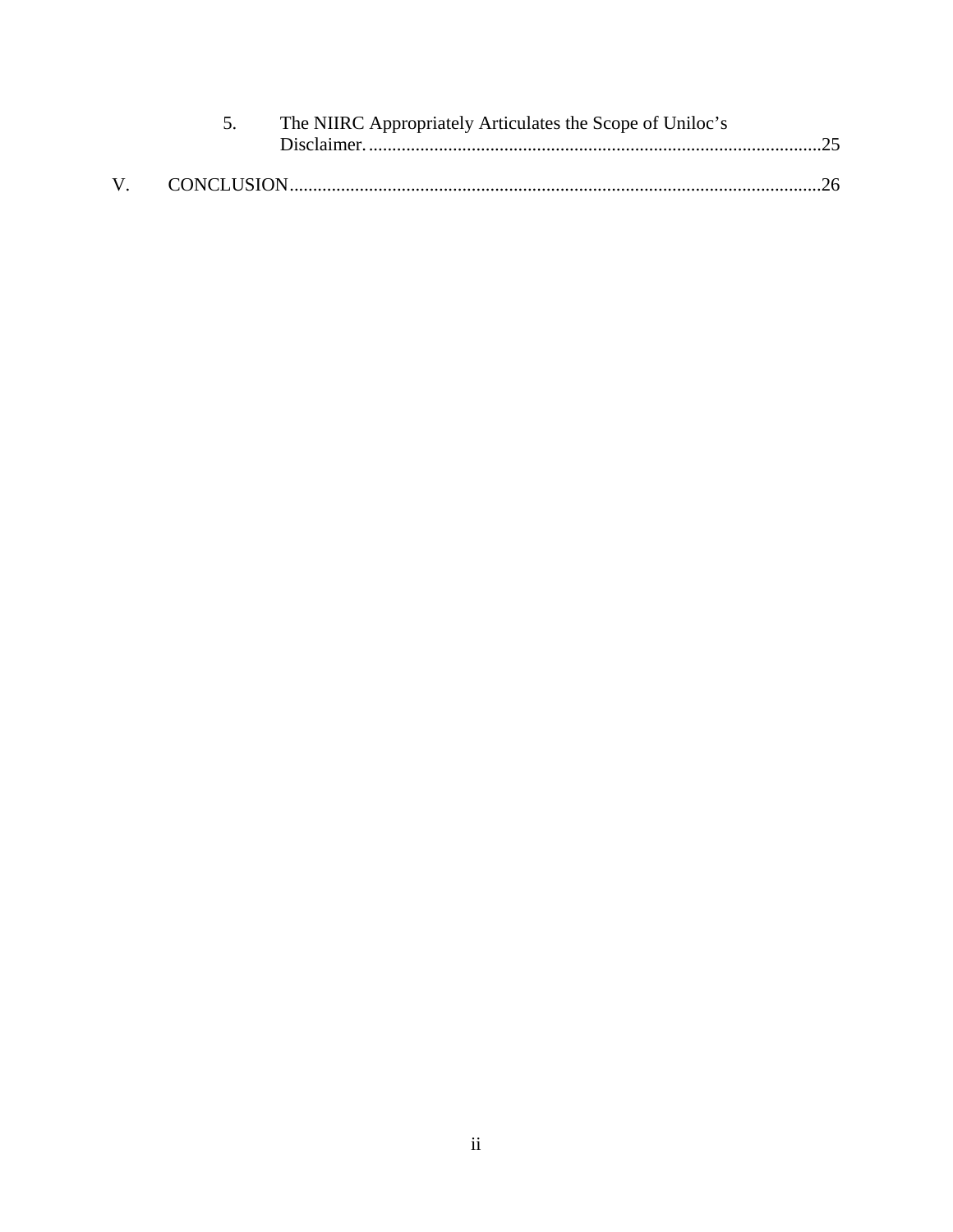5. The NIIRC Appropriately Articulates the Scope of Uniloc's Disclaimer. ....................................................................................25

V. CONCLUSION....................................................................................................................26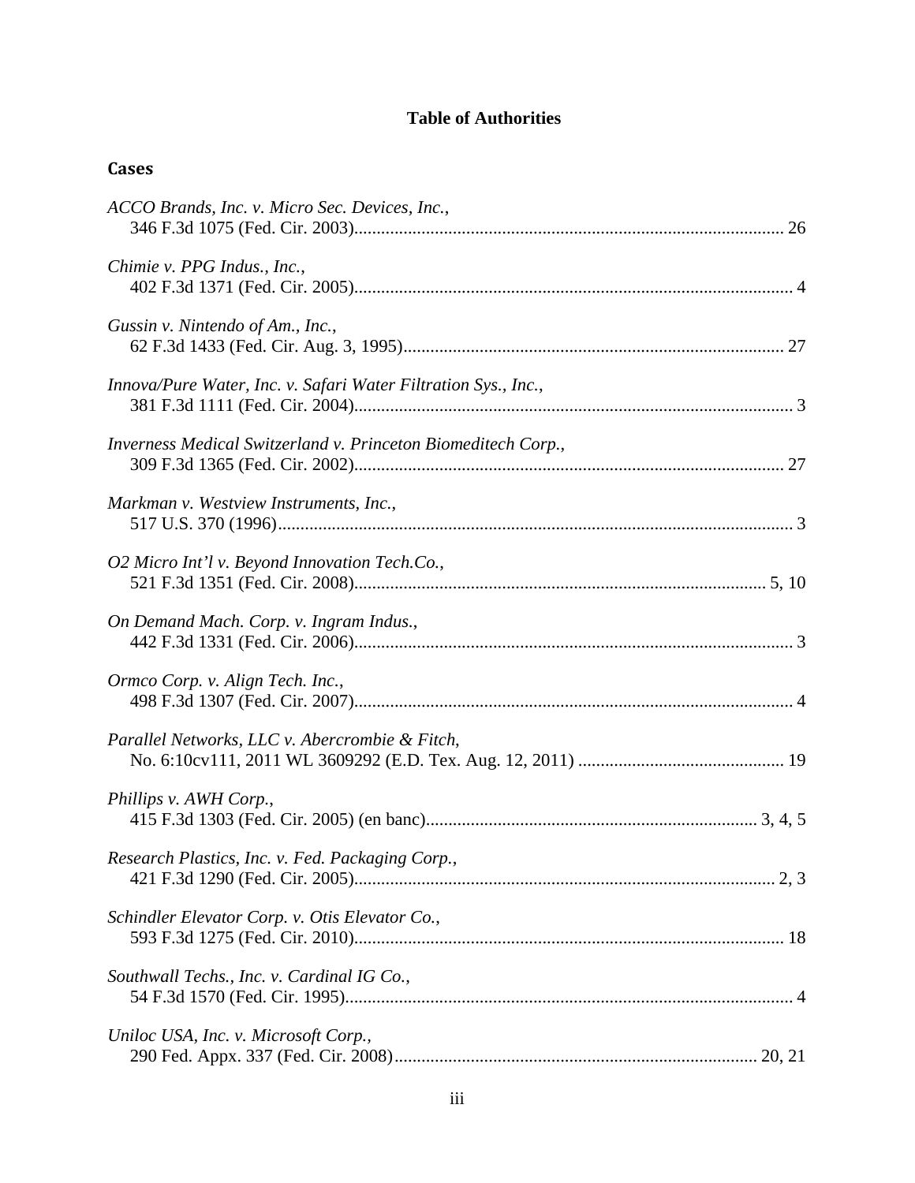# Table of Authorities

## Cases

*ACCO Brands, Inc. v. Micro Sec. Devices, Inc.*,
346 F.3d 1075 (Fed. Cir. 2003)............................................................................................... 26

*Chimie v. PPG Indus., Inc.*,
402 F.3d 1371 (Fed. Cir. 2005)................................................................................................. 4

*Gussin v. Nintendo of Am., Inc.*,
62 F.3d 1433 (Fed. Cir. Aug. 3, 1995)..................................................................................... 27

*Innova/Pure Water, Inc. v. Safari Water Filtration Sys., Inc.*,
381 F.3d 1111 (Fed. Cir. 2004)................................................................................................. 3

*Inverness Medical Switzerland v. Princeton Biomeditech Corp.*,
309 F.3d 1365 (Fed. Cir. 2002)............................................................................................... 27

*Markman v. Westview Instruments, Inc.*,
517 U.S. 370 (1996).................................................................................................................. 3

*O2 Micro Int'l v. Beyond Innovation Tech.Co.*,
521 F.3d 1351 (Fed. Cir. 2008)........................................................................................... 5, 10

*On Demand Mach. Corp. v. Ingram Indus.*,
442 F.3d 1331 (Fed. Cir. 2006)................................................................................................. 3

*Ormco Corp. v. Align Tech. Inc.*,
498 F.3d 1307 (Fed. Cir. 2007)................................................................................................. 4

*Parallel Networks, LLC v. Abercrombie & Fitch*,
No. 6:10cv111, 2011 WL 3609292 (E.D. Tex. Aug. 12, 2011) ............................................. 19

*Phillips v. AWH Corp.*,
415 F.3d 1303 (Fed. Cir. 2005) (en banc)......................................................................... 3, 4, 5

*Research Plastics, Inc. v. Fed. Packaging Corp.*,
421 F.3d 1290 (Fed. Cir. 2005)............................................................................................. 2, 3

*Schindler Elevator Corp. v. Otis Elevator Co.*,
593 F.3d 1275 (Fed. Cir. 2010)............................................................................................... 18

*Southwall Techs., Inc. v. Cardinal IG Co.*,
54 F.3d 1570 (Fed. Cir. 1995)................................................................................................... 4

*Uniloc USA, Inc. v. Microsoft Corp.*,
290 Fed. Appx. 337 (Fed. Cir. 2008)................................................................................ 20, 21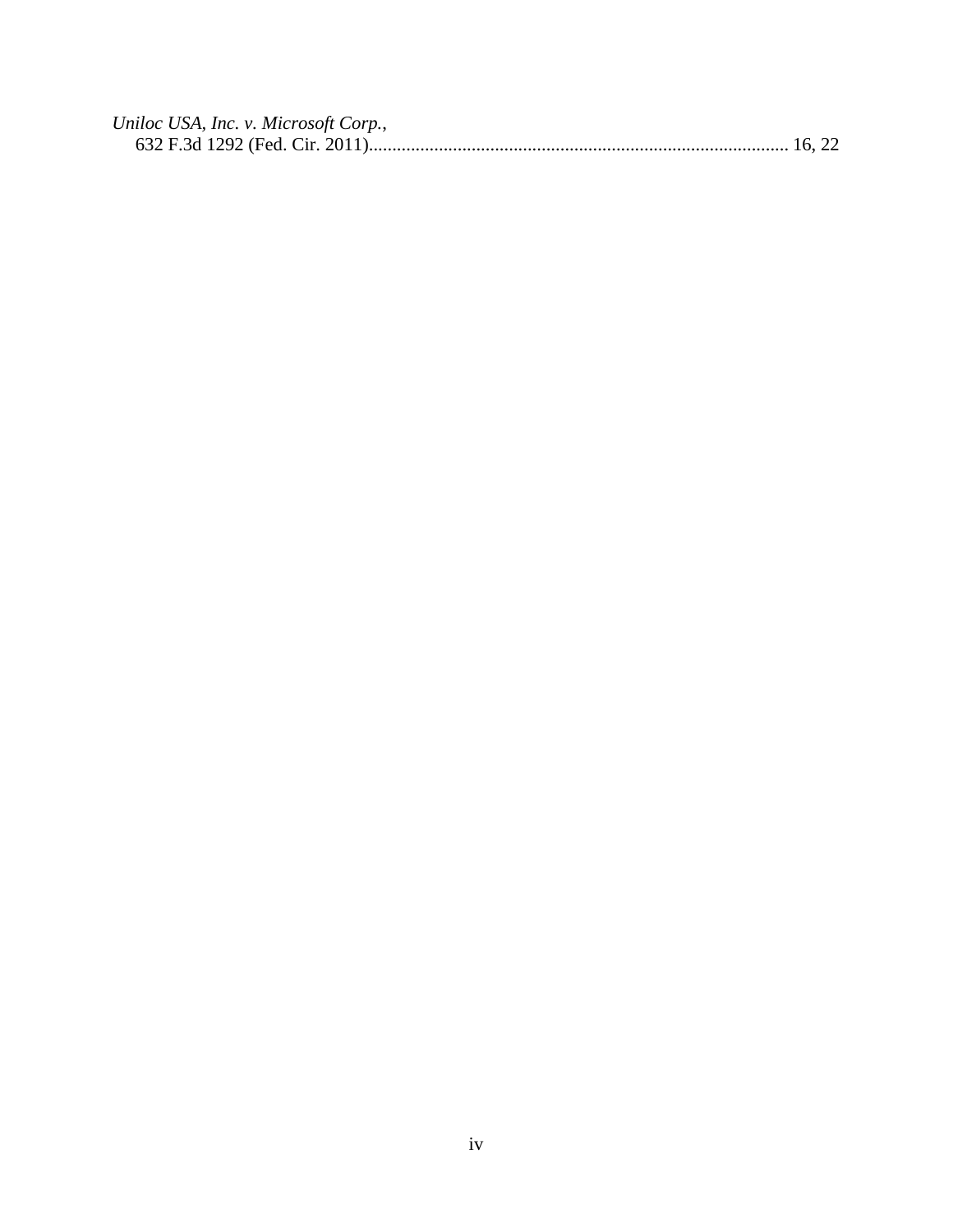*Uniloc USA, Inc. v. Microsoft Corp.*,
632 F.3d 1292 (Fed. Cir. 2011)........................................................................................ 16, 22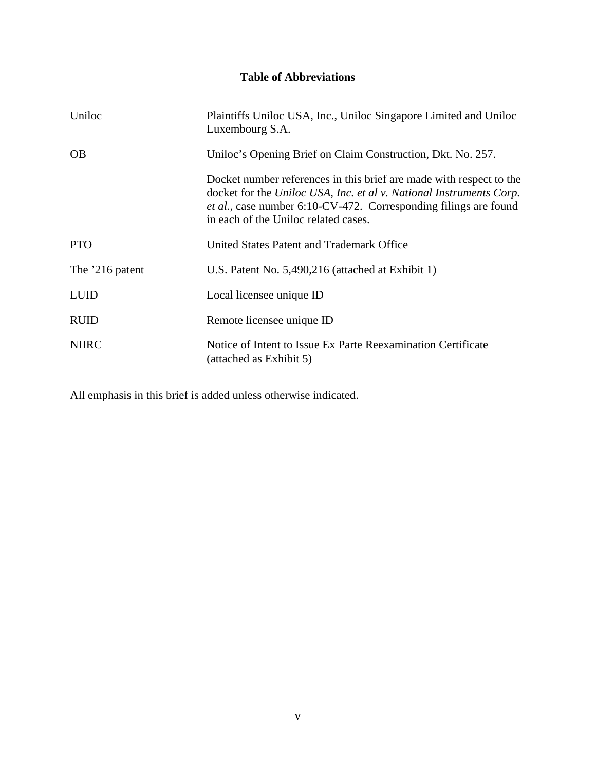## Table of Abbreviations

| | |
|---|---|
| Uniloc | Plaintiffs Uniloc USA, Inc., Uniloc Singapore Limited and Uniloc Luxembourg S.A. |
| OB | Uniloc's Opening Brief on Claim Construction, Dkt. No. 257.<br><br>Docket number references in this brief are made with respect to the docket for the *Uniloc USA, Inc. et al v. National Instruments Corp. et al.*, case number 6:10-CV-472. Corresponding filings are found in each of the Uniloc related cases. |
| PTO | United States Patent and Trademark Office |
| The '216 patent | U.S. Patent No. 5,490,216 (attached at Exhibit 1) |
| LUID | Local licensee unique ID |
| RUID | Remote licensee unique ID |
| NIIRC | Notice of Intent to Issue Ex Parte Reexamination Certificate (attached as Exhibit 5) |

All emphasis in this brief is added unless otherwise indicated.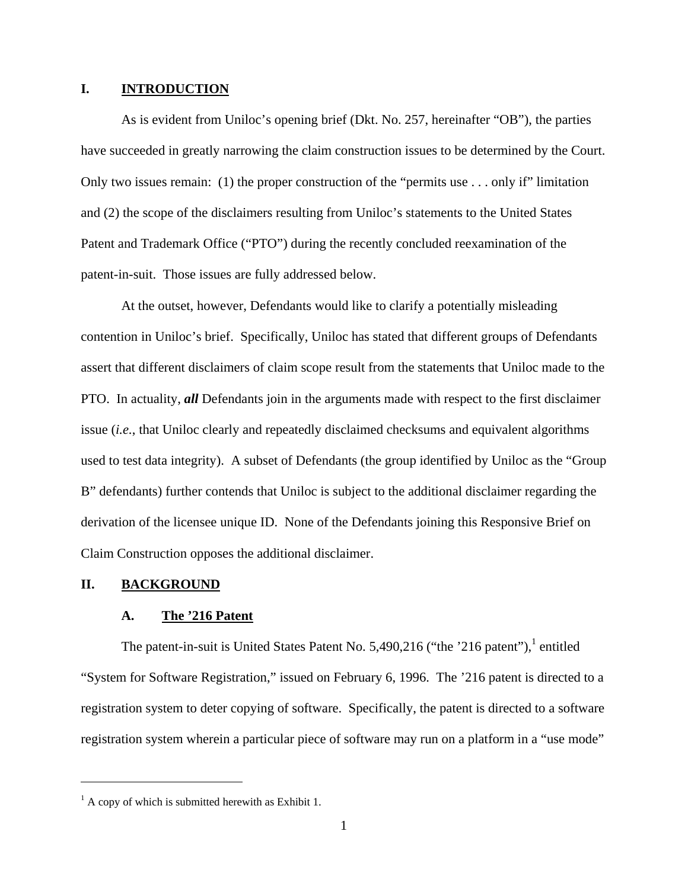## I. INTRODUCTION

As is evident from Uniloc's opening brief (Dkt. No. 257, hereinafter "OB"), the parties have succeeded in greatly narrowing the claim construction issues to be determined by the Court. Only two issues remain: (1) the proper construction of the "permits use . . . only if" limitation and (2) the scope of the disclaimers resulting from Uniloc's statements to the United States Patent and Trademark Office ("PTO") during the recently concluded reexamination of the patent-in-suit. Those issues are fully addressed below.

At the outset, however, Defendants would like to clarify a potentially misleading contention in Uniloc's brief. Specifically, Uniloc has stated that different groups of Defendants assert that different disclaimers of claim scope result from the statements that Uniloc made to the PTO. In actuality, ***all*** Defendants join in the arguments made with respect to the first disclaimer issue (*i.e.*, that Uniloc clearly and repeatedly disclaimed checksums and equivalent algorithms used to test data integrity). A subset of Defendants (the group identified by Uniloc as the "Group B" defendants) further contends that Uniloc is subject to the additional disclaimer regarding the derivation of the licensee unique ID. None of the Defendants joining this Responsive Brief on Claim Construction opposes the additional disclaimer.

## II. BACKGROUND

### A. The '216 Patent

The patent-in-suit is United States Patent No. 5,490,216 ("the '216 patent"),[1] entitled "System for Software Registration," issued on February 6, 1996. The '216 patent is directed to a registration system to deter copying of software. Specifically, the patent is directed to a software registration system wherein a particular piece of software may run on a platform in a "use mode"

[1] A copy of which is submitted herewith as Exhibit 1.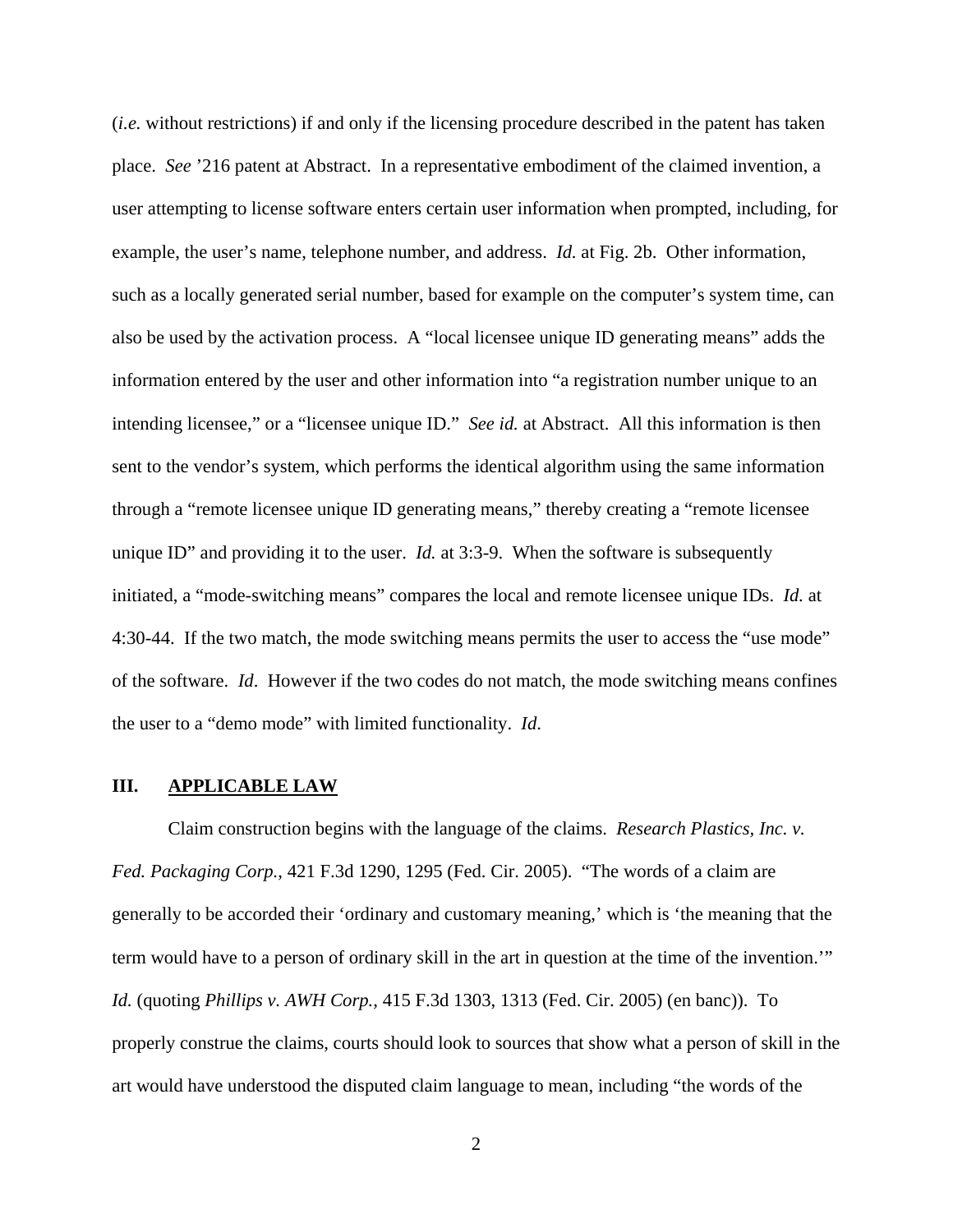(*i.e.* without restrictions) if and only if the licensing procedure described in the patent has taken place. *See* '216 patent at Abstract. In a representative embodiment of the claimed invention, a user attempting to license software enters certain user information when prompted, including, for example, the user's name, telephone number, and address. *Id.* at Fig. 2b. Other information, such as a locally generated serial number, based for example on the computer's system time, can also be used by the activation process. A "local licensee unique ID generating means" adds the information entered by the user and other information into "a registration number unique to an intending licensee," or a "licensee unique ID." *See id.* at Abstract. All this information is then sent to the vendor's system, which performs the identical algorithm using the same information through a "remote licensee unique ID generating means," thereby creating a "remote licensee unique ID" and providing it to the user. *Id.* at 3:3-9. When the software is subsequently initiated, a "mode-switching means" compares the local and remote licensee unique IDs. *Id.* at 4:30-44. If the two match, the mode switching means permits the user to access the "use mode" of the software. *Id*. However if the two codes do not match, the mode switching means confines the user to a "demo mode" with limited functionality. *Id.*

## III. APPLICABLE LAW

Claim construction begins with the language of the claims. *Research Plastics, Inc. v. Fed. Packaging Corp.*, 421 F.3d 1290, 1295 (Fed. Cir. 2005). "The words of a claim are generally to be accorded their 'ordinary and customary meaning,' which is 'the meaning that the term would have to a person of ordinary skill in the art in question at the time of the invention.'" *Id.* (quoting *Phillips v. AWH Corp.*, 415 F.3d 1303, 1313 (Fed. Cir. 2005) (en banc)). To properly construe the claims, courts should look to sources that show what a person of skill in the art would have understood the disputed claim language to mean, including "the words of the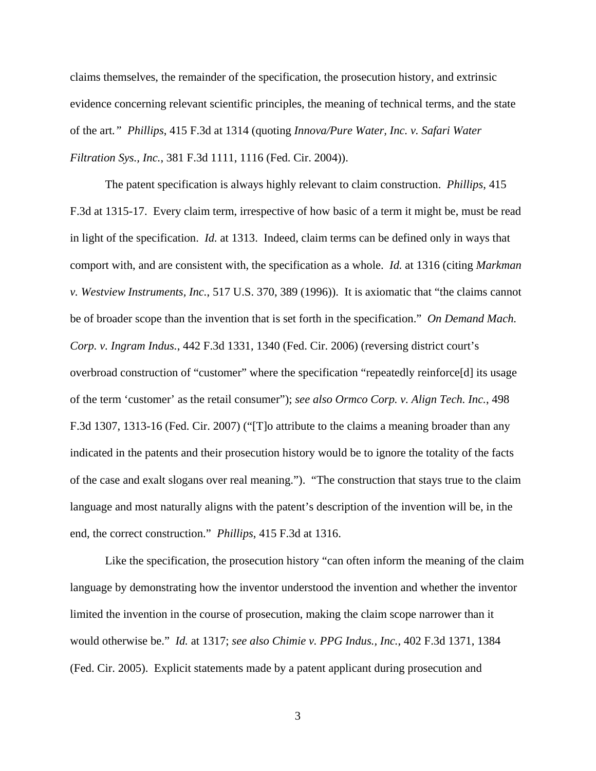claims themselves, the remainder of the specification, the prosecution history, and extrinsic evidence concerning relevant scientific principles, the meaning of technical terms, and the state of the art.*"* *Phillips*, 415 F.3d at 1314 (quoting *Innova/Pure Water, Inc. v. Safari Water Filtration Sys., Inc.*, 381 F.3d 1111, 1116 (Fed. Cir. 2004)).

The patent specification is always highly relevant to claim construction. *Phillips*, 415 F.3d at 1315-17. Every claim term, irrespective of how basic of a term it might be, must be read in light of the specification. *Id.* at 1313. Indeed, claim terms can be defined only in ways that comport with, and are consistent with, the specification as a whole. *Id.* at 1316 (citing *Markman v. Westview Instruments, Inc.*, 517 U.S. 370, 389 (1996)). It is axiomatic that "the claims cannot be of broader scope than the invention that is set forth in the specification." *On Demand Mach. Corp. v. Ingram Indus.*, 442 F.3d 1331, 1340 (Fed. Cir. 2006) (reversing district court's overbroad construction of "customer" where the specification "repeatedly reinforce[d] its usage of the term 'customer' as the retail consumer"); *see also Ormco Corp. v. Align Tech. Inc.*, 498 F.3d 1307, 1313-16 (Fed. Cir. 2007) ("[T]o attribute to the claims a meaning broader than any indicated in the patents and their prosecution history would be to ignore the totality of the facts of the case and exalt slogans over real meaning."). "The construction that stays true to the claim language and most naturally aligns with the patent's description of the invention will be, in the end, the correct construction." *Phillips*, 415 F.3d at 1316.

Like the specification, the prosecution history "can often inform the meaning of the claim language by demonstrating how the inventor understood the invention and whether the inventor limited the invention in the course of prosecution, making the claim scope narrower than it would otherwise be." *Id.* at 1317; *see also Chimie v. PPG Indus., Inc.*, 402 F.3d 1371, 1384 (Fed. Cir. 2005). Explicit statements made by a patent applicant during prosecution and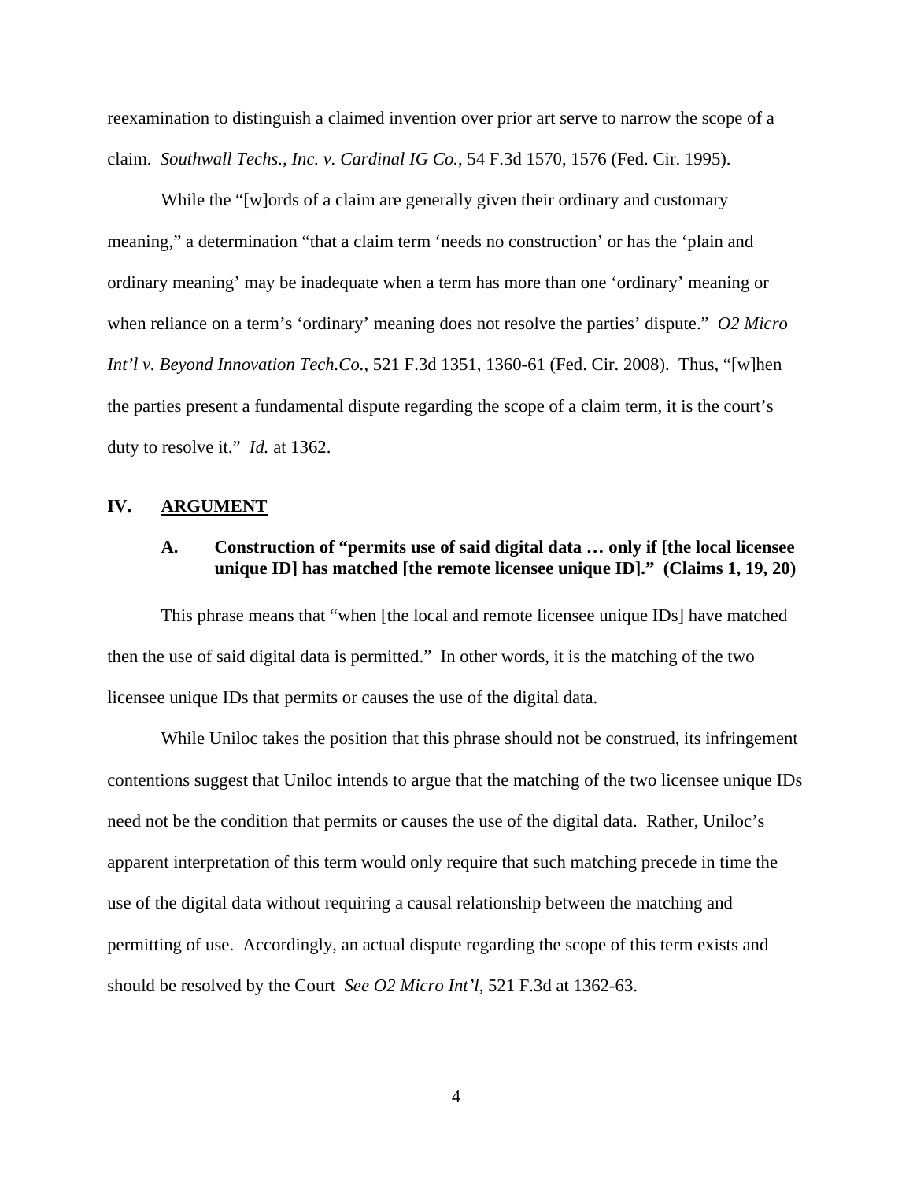reexamination to distinguish a claimed invention over prior art serve to narrow the scope of a claim. *Southwall Techs., Inc. v. Cardinal IG Co.*, 54 F.3d 1570, 1576 (Fed. Cir. 1995).

While the "[w]ords of a claim are generally given their ordinary and customary meaning," a determination "that a claim term 'needs no construction' or has the 'plain and ordinary meaning' may be inadequate when a term has more than one 'ordinary' meaning or when reliance on a term's 'ordinary' meaning does not resolve the parties' dispute." *O2 Micro Int'l v. Beyond Innovation Tech.Co.*, 521 F.3d 1351, 1360-61 (Fed. Cir. 2008). Thus, "[w]hen the parties present a fundamental dispute regarding the scope of a claim term, it is the court's duty to resolve it." *Id.* at 1362.

## IV. ARGUMENT

### A. Construction of "permits use of said digital data … only if [the local licensee unique ID] has matched [the remote licensee unique ID]." (Claims 1, 19, 20)

This phrase means that "when [the local and remote licensee unique IDs] have matched then the use of said digital data is permitted." In other words, it is the matching of the two licensee unique IDs that permits or causes the use of the digital data.

While Uniloc takes the position that this phrase should not be construed, its infringement contentions suggest that Uniloc intends to argue that the matching of the two licensee unique IDs need not be the condition that permits or causes the use of the digital data. Rather, Uniloc's apparent interpretation of this term would only require that such matching precede in time the use of the digital data without requiring a causal relationship between the matching and permitting of use. Accordingly, an actual dispute regarding the scope of this term exists and should be resolved by the Court *See O2 Micro Int'l*, 521 F.3d at 1362-63.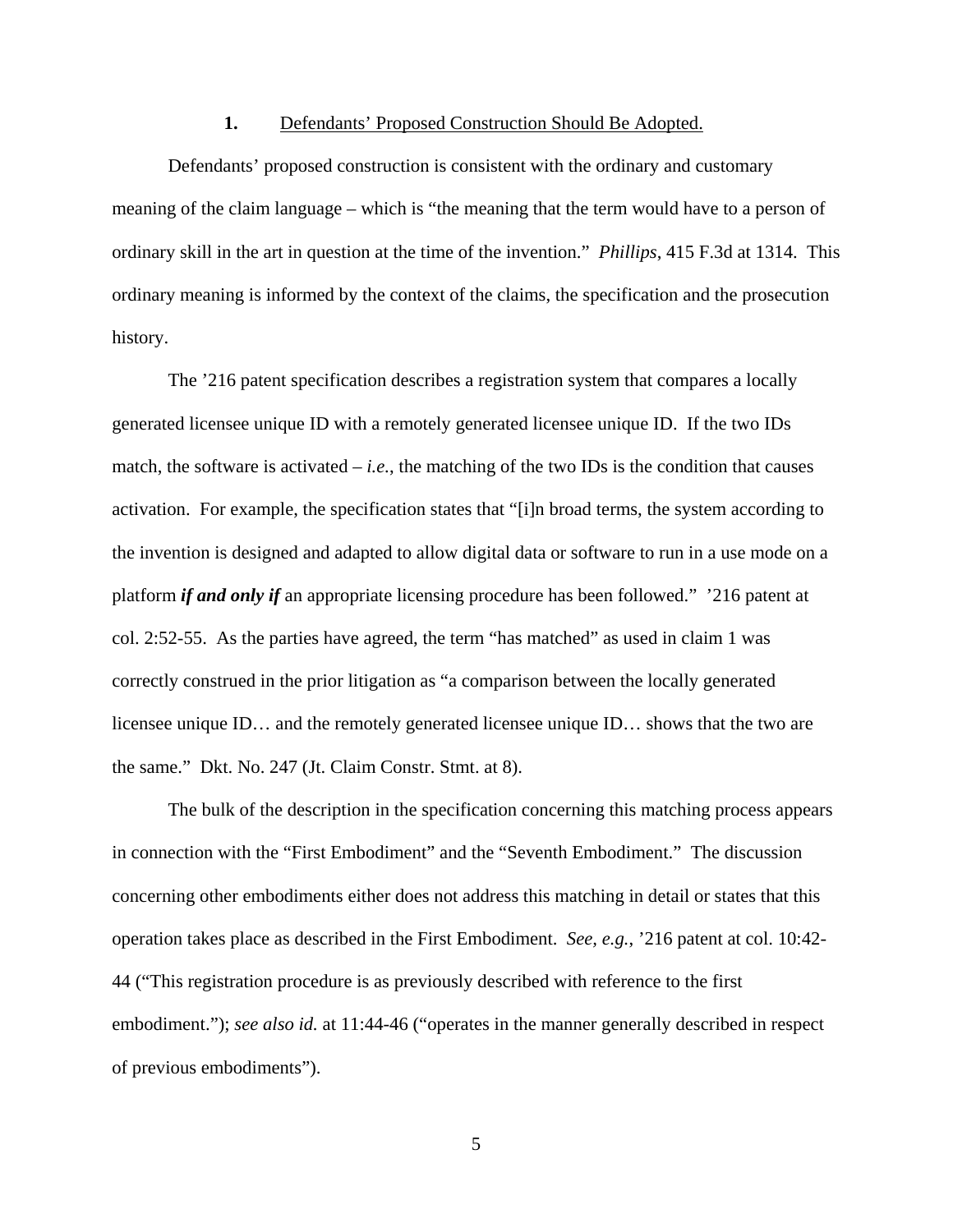### 1. Defendants' Proposed Construction Should Be Adopted.

Defendants' proposed construction is consistent with the ordinary and customary meaning of the claim language – which is "the meaning that the term would have to a person of ordinary skill in the art in question at the time of the invention." *Phillips*, 415 F.3d at 1314. This ordinary meaning is informed by the context of the claims, the specification and the prosecution history.

The '216 patent specification describes a registration system that compares a locally generated licensee unique ID with a remotely generated licensee unique ID. If the two IDs match, the software is activated – *i.e.*, the matching of the two IDs is the condition that causes activation. For example, the specification states that "[i]n broad terms, the system according to the invention is designed and adapted to allow digital data or software to run in a use mode on a platform ***if and only if*** an appropriate licensing procedure has been followed." '216 patent at col. 2:52-55. As the parties have agreed, the term "has matched" as used in claim 1 was correctly construed in the prior litigation as "a comparison between the locally generated licensee unique ID… and the remotely generated licensee unique ID… shows that the two are the same." Dkt. No. 247 (Jt. Claim Constr. Stmt. at 8).

The bulk of the description in the specification concerning this matching process appears in connection with the "First Embodiment" and the "Seventh Embodiment." The discussion concerning other embodiments either does not address this matching in detail or states that this operation takes place as described in the First Embodiment. *See, e.g.*, '216 patent at col. 10:42-44 ("This registration procedure is as previously described with reference to the first embodiment."); *see also id.* at 11:44-46 ("operates in the manner generally described in respect of previous embodiments").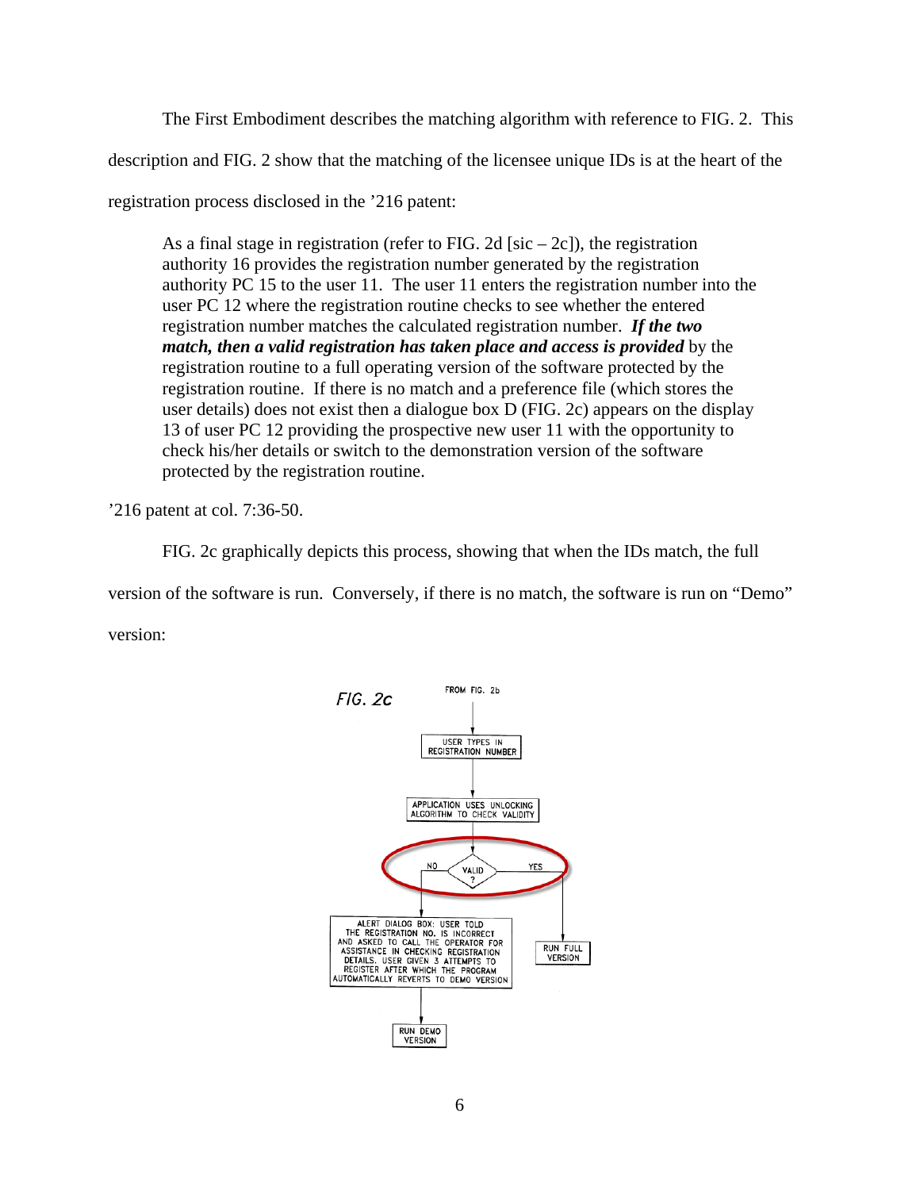The First Embodiment describes the matching algorithm with reference to FIG. 2. This description and FIG. 2 show that the matching of the licensee unique IDs is at the heart of the registration process disclosed in the '216 patent:

> As a final stage in registration (refer to FIG. 2d [sic – 2c]), the registration authority 16 provides the registration number generated by the registration authority PC 15 to the user 11. The user 11 enters the registration number into the user PC 12 where the registration routine checks to see whether the entered registration number matches the calculated registration number. ***If the two match, then a valid registration has taken place and access is provided*** by the registration routine to a full operating version of the software protected by the registration routine. If there is no match and a preference file (which stores the user details) does not exist then a dialogue box D (FIG. 2c) appears on the display 13 of user PC 12 providing the prospective new user 11 with the opportunity to check his/her details or switch to the demonstration version of the software protected by the registration routine.

'216 patent at col. 7:36-50.

FIG. 2c graphically depicts this process, showing that when the IDs match, the full version of the software is run. Conversely, if there is no match, the software is run on "Demo" version:

FIG. 2c

FROM FIG. 2b

USER TYPES IN REGISTRATION NUMBER

APPLICATION USES UNLOCKING ALGORITHM TO CHECK VALIDITY

VALID ?

NO

YES

ALERT DIALOG BOX: USER TOLD THE REGISTRATION NO. IS INCORRECT AND ASKED TO CALL THE OPERATOR FOR ASSISTANCE IN CHECKING REGISTRATION DETAILS. USER GIVEN 3 ATTEMPTS TO REGISTER AFTER WHICH THE PROGRAM AUTOMATICALLY REVERTS TO DEMO VERSION

RUN FULL VERSION

RUN DEMO VERSION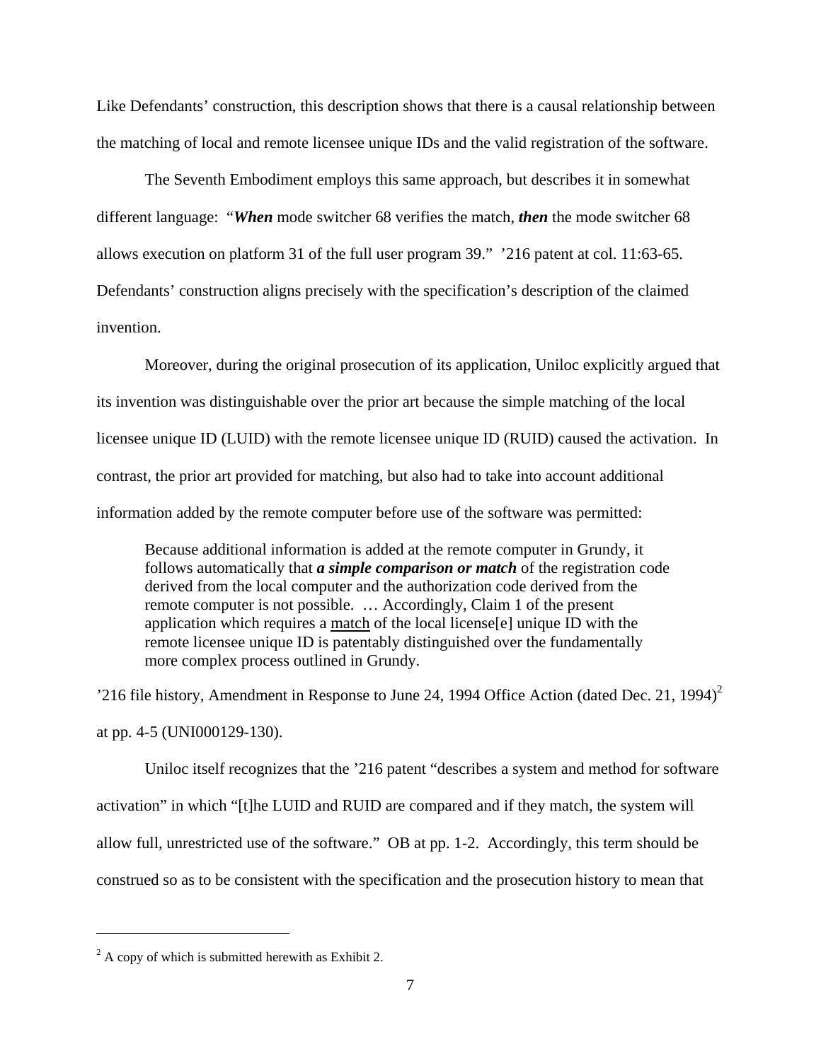Like Defendants' construction, this description shows that there is a causal relationship between the matching of local and remote licensee unique IDs and the valid registration of the software.

The Seventh Embodiment employs this same approach, but describes it in somewhat different language: "***When*** mode switcher 68 verifies the match, ***then*** the mode switcher 68 allows execution on platform 31 of the full user program 39." '216 patent at col. 11:63-65. Defendants' construction aligns precisely with the specification's description of the claimed invention.

Moreover, during the original prosecution of its application, Uniloc explicitly argued that its invention was distinguishable over the prior art because the simple matching of the local licensee unique ID (LUID) with the remote licensee unique ID (RUID) caused the activation. In contrast, the prior art provided for matching, but also had to take into account additional information added by the remote computer before use of the software was permitted:

> Because additional information is added at the remote computer in Grundy, it follows automatically that ***a simple comparison or match*** of the registration code derived from the local computer and the authorization code derived from the remote computer is not possible. … Accordingly, Claim 1 of the present application which requires a <u>match</u> of the local license[e] unique ID with the remote licensee unique ID is patentably distinguished over the fundamentally more complex process outlined in Grundy.

'216 file history, Amendment in Response to June 24, 1994 Office Action (dated Dec. 21, 1994)[2] at pp. 4-5 (UNI000129-130).

Uniloc itself recognizes that the '216 patent "describes a system and method for software activation" in which "[t]he LUID and RUID are compared and if they match, the system will allow full, unrestricted use of the software." OB at pp. 1-2. Accordingly, this term should be construed so as to be consistent with the specification and the prosecution history to mean that

---

[2] A copy of which is submitted herewith as Exhibit 2.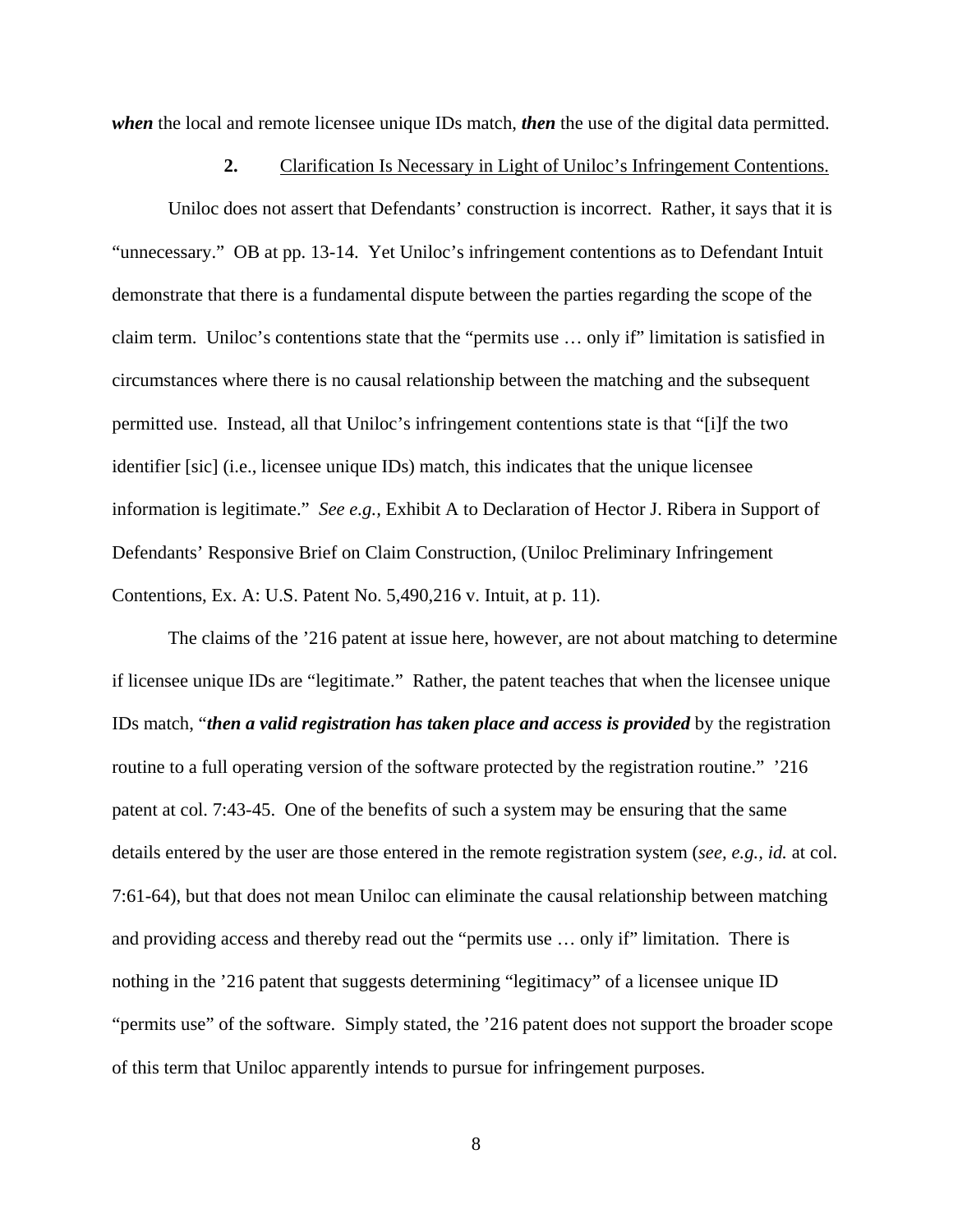***when*** the local and remote licensee unique IDs match, ***then*** the use of the digital data permitted.

**2.** Clarification Is Necessary in Light of Uniloc's Infringement Contentions.

Uniloc does not assert that Defendants' construction is incorrect. Rather, it says that it is "unnecessary." OB at pp. 13-14. Yet Uniloc's infringement contentions as to Defendant Intuit demonstrate that there is a fundamental dispute between the parties regarding the scope of the claim term. Uniloc's contentions state that the "permits use … only if" limitation is satisfied in circumstances where there is no causal relationship between the matching and the subsequent permitted use. Instead, all that Uniloc's infringement contentions state is that "[i]f the two identifier [sic] (i.e., licensee unique IDs) match, this indicates that the unique licensee information is legitimate." *See e.g.*, Exhibit A to Declaration of Hector J. Ribera in Support of Defendants' Responsive Brief on Claim Construction, (Uniloc Preliminary Infringement Contentions, Ex. A: U.S. Patent No. 5,490,216 v. Intuit, at p. 11).

The claims of the '216 patent at issue here, however, are not about matching to determine if licensee unique IDs are "legitimate." Rather, the patent teaches that when the licensee unique IDs match, "***then a valid registration has taken place and access is provided*** by the registration routine to a full operating version of the software protected by the registration routine." '216 patent at col. 7:43-45. One of the benefits of such a system may be ensuring that the same details entered by the user are those entered in the remote registration system (*see, e.g.*, *id.* at col. 7:61-64), but that does not mean Uniloc can eliminate the causal relationship between matching and providing access and thereby read out the "permits use … only if" limitation. There is nothing in the '216 patent that suggests determining "legitimacy" of a licensee unique ID "permits use" of the software. Simply stated, the '216 patent does not support the broader scope of this term that Uniloc apparently intends to pursue for infringement purposes.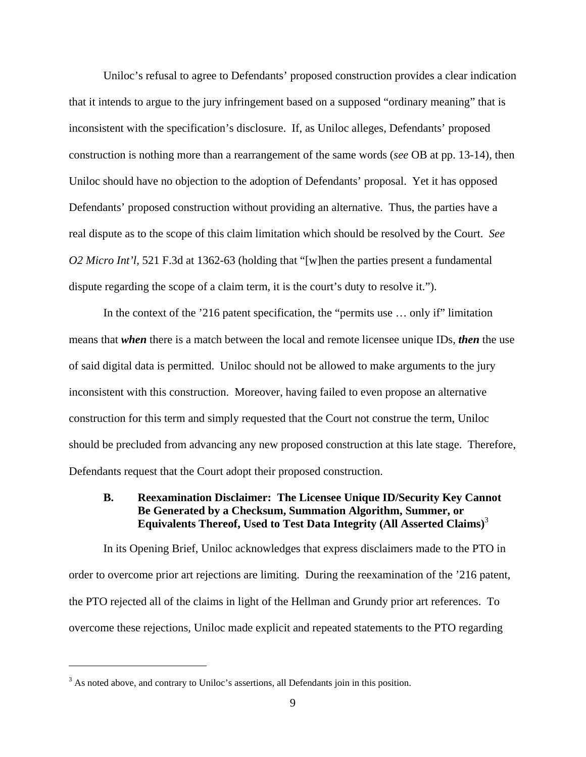Uniloc's refusal to agree to Defendants' proposed construction provides a clear indication that it intends to argue to the jury infringement based on a supposed "ordinary meaning" that is inconsistent with the specification's disclosure. If, as Uniloc alleges, Defendants' proposed construction is nothing more than a rearrangement of the same words (*see* OB at pp. 13-14), then Uniloc should have no objection to the adoption of Defendants' proposal. Yet it has opposed Defendants' proposed construction without providing an alternative. Thus, the parties have a real dispute as to the scope of this claim limitation which should be resolved by the Court. *See O2 Micro Int'l*, 521 F.3d at 1362-63 (holding that "[w]hen the parties present a fundamental dispute regarding the scope of a claim term, it is the court's duty to resolve it.").

In the context of the '216 patent specification, the "permits use … only if" limitation means that ***when*** there is a match between the local and remote licensee unique IDs, ***then*** the use of said digital data is permitted. Uniloc should not be allowed to make arguments to the jury inconsistent with this construction. Moreover, having failed to even propose an alternative construction for this term and simply requested that the Court not construe the term, Uniloc should be precluded from advancing any new proposed construction at this late stage. Therefore, Defendants request that the Court adopt their proposed construction.

### B. Reexamination Disclaimer: The Licensee Unique ID/Security Key Cannot Be Generated by a Checksum, Summation Algorithm, Summer, or Equivalents Thereof, Used to Test Data Integrity (All Asserted Claims)[3]

In its Opening Brief, Uniloc acknowledges that express disclaimers made to the PTO in order to overcome prior art rejections are limiting. During the reexamination of the '216 patent, the PTO rejected all of the claims in light of the Hellman and Grundy prior art references. To overcome these rejections, Uniloc made explicit and repeated statements to the PTO regarding

[3] As noted above, and contrary to Uniloc's assertions, all Defendants join in this position.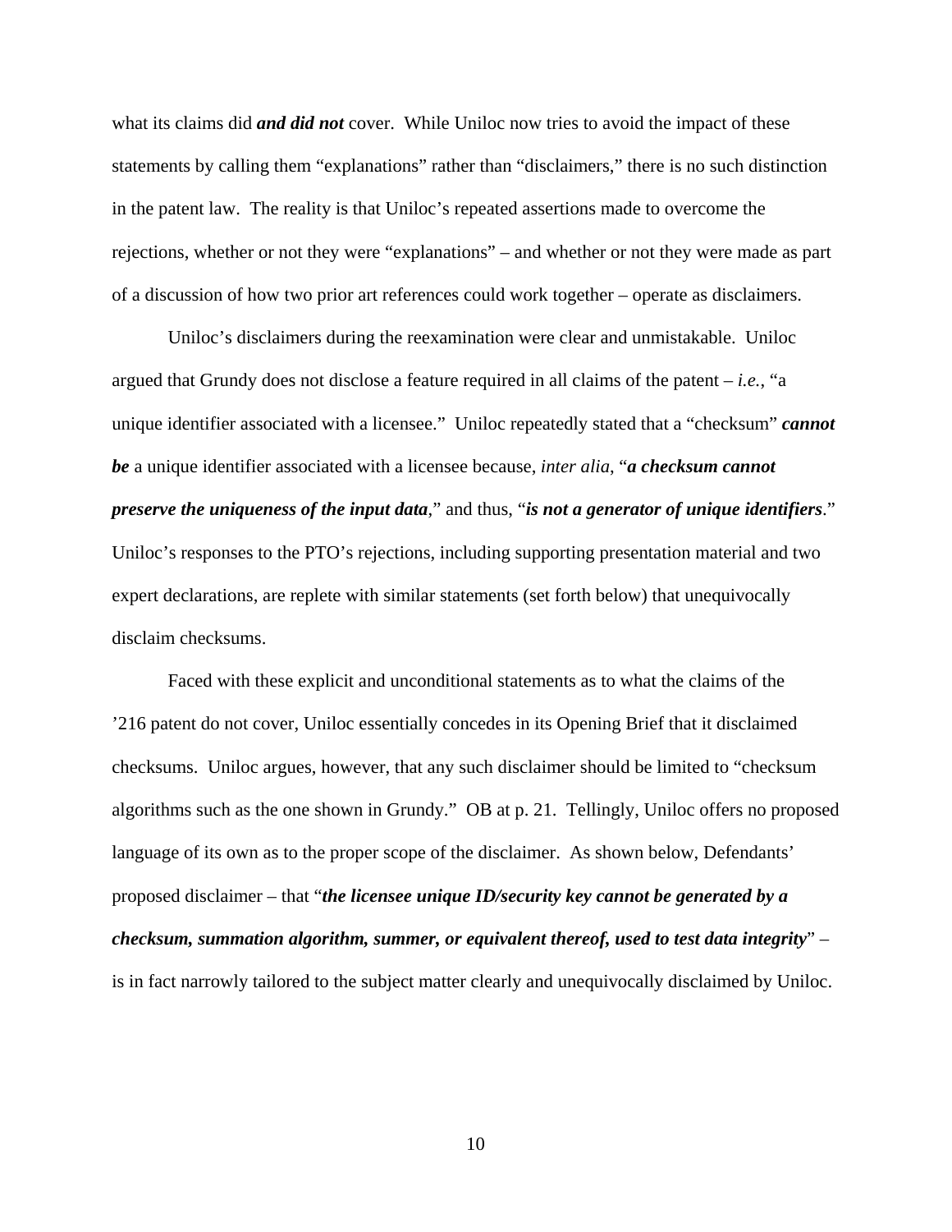what its claims did ***and did not*** cover. While Uniloc now tries to avoid the impact of these statements by calling them "explanations" rather than "disclaimers," there is no such distinction in the patent law. The reality is that Uniloc's repeated assertions made to overcome the rejections, whether or not they were "explanations" – and whether or not they were made as part of a discussion of how two prior art references could work together – operate as disclaimers.

Uniloc's disclaimers during the reexamination were clear and unmistakable. Uniloc argued that Grundy does not disclose a feature required in all claims of the patent – *i.e.*, "a unique identifier associated with a licensee." Uniloc repeatedly stated that a "checksum" ***cannot be*** a unique identifier associated with a licensee because, *inter alia*, "***a checksum cannot preserve the uniqueness of the input data***," and thus, "***is not a generator of unique identifiers***." Uniloc's responses to the PTO's rejections, including supporting presentation material and two expert declarations, are replete with similar statements (set forth below) that unequivocally disclaim checksums.

Faced with these explicit and unconditional statements as to what the claims of the '216 patent do not cover, Uniloc essentially concedes in its Opening Brief that it disclaimed checksums. Uniloc argues, however, that any such disclaimer should be limited to "checksum algorithms such as the one shown in Grundy." OB at p. 21. Tellingly, Uniloc offers no proposed language of its own as to the proper scope of the disclaimer. As shown below, Defendants' proposed disclaimer – that "***the licensee unique ID/security key cannot be generated by a checksum, summation algorithm, summer, or equivalent thereof, used to test data integrity***" – is in fact narrowly tailored to the subject matter clearly and unequivocally disclaimed by Uniloc.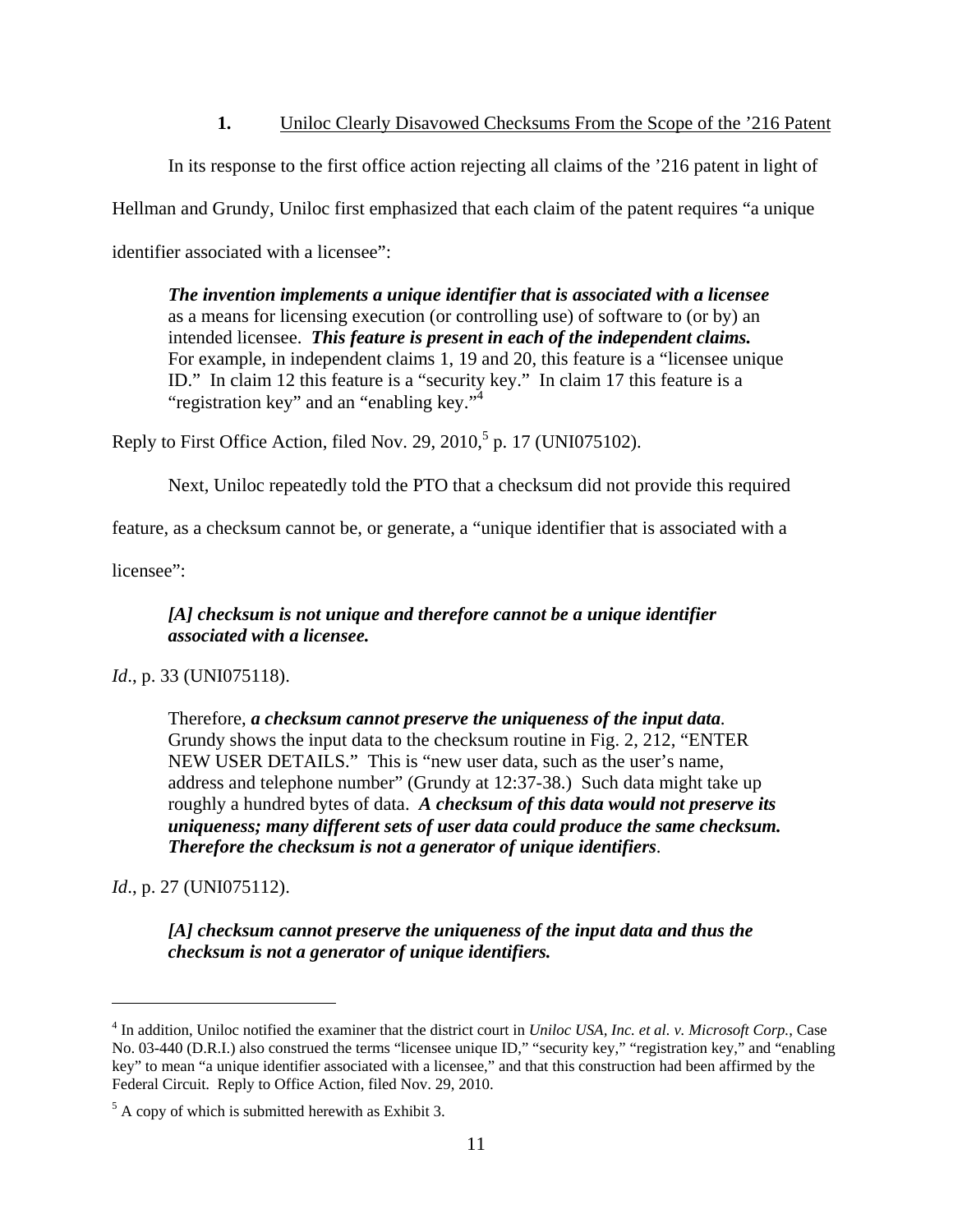### 1. Uniloc Clearly Disavowed Checksums From the Scope of the '216 Patent

In its response to the first office action rejecting all claims of the '216 patent in light of Hellman and Grundy, Uniloc first emphasized that each claim of the patent requires "a unique identifier associated with a licensee":

> ***The invention implements a unique identifier that is associated with a licensee*** as a means for licensing execution (or controlling use) of software to (or by) an intended licensee. ***This feature is present in each of the independent claims.*** For example, in independent claims 1, 19 and 20, this feature is a "licensee unique ID." In claim 12 this feature is a "security key." In claim 17 this feature is a "registration key" and an "enabling key."[4]

Reply to First Office Action, filed Nov. 29, 2010,[5] p. 17 (UNI075102).

Next, Uniloc repeatedly told the PTO that a checksum did not provide this required feature, as a checksum cannot be, or generate, a "unique identifier that is associated with a licensee":

> ***[A] checksum is not unique and therefore cannot be a unique identifier associated with a licensee.***

*Id*., p. 33 (UNI075118).

> Therefore, ***a checksum cannot preserve the uniqueness of the input data***. Grundy shows the input data to the checksum routine in Fig. 2, 212, "ENTER NEW USER DETAILS." This is "new user data, such as the user's name, address and telephone number" (Grundy at 12:37-38.) Such data might take up roughly a hundred bytes of data. ***A checksum of this data would not preserve its uniqueness; many different sets of user data could produce the same checksum. Therefore the checksum is not a generator of unique identifiers***.

*Id*., p. 27 (UNI075112).

> ***[A] checksum cannot preserve the uniqueness of the input data and thus the checksum is not a generator of unique identifiers.***

---

[4] In addition, Uniloc notified the examiner that the district court in *Uniloc USA, Inc. et al. v. Microsoft Corp.*, Case No. 03-440 (D.R.I.) also construed the terms "licensee unique ID," "security key," "registration key," and "enabling key" to mean "a unique identifier associated with a licensee," and that this construction had been affirmed by the Federal Circuit. Reply to Office Action, filed Nov. 29, 2010.

[5] A copy of which is submitted herewith as Exhibit 3.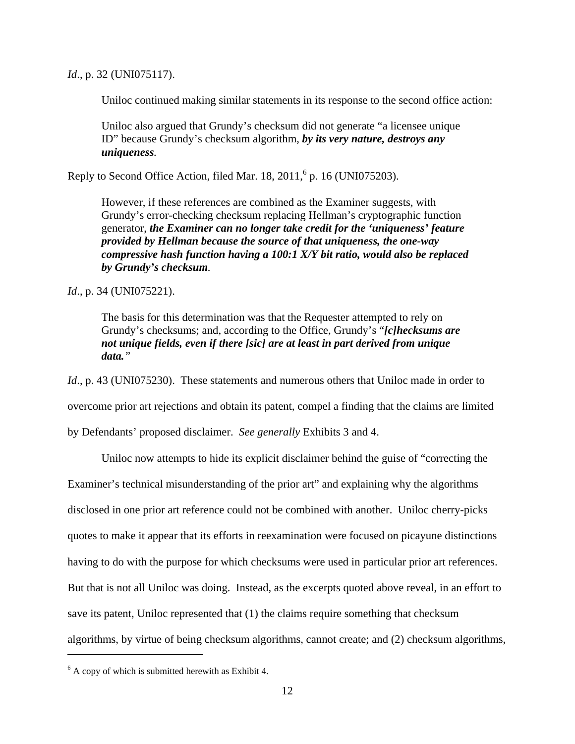*Id*., p. 32 (UNI075117).

Uniloc continued making similar statements in its response to the second office action:

> Uniloc also argued that Grundy's checksum did not generate "a licensee unique ID" because Grundy's checksum algorithm, ***by its very nature, destroys any uniqueness***.

Reply to Second Office Action, filed Mar. 18, 2011,[6] p. 16 (UNI075203).

> However, if these references are combined as the Examiner suggests, with Grundy's error-checking checksum replacing Hellman's cryptographic function generator, ***the Examiner can no longer take credit for the 'uniqueness' feature provided by Hellman because the source of that uniqueness, the one-way compressive hash function having a 100:1 X/Y bit ratio, would also be replaced by Grundy's checksum***.

*Id*., p. 34 (UNI075221).

> The basis for this determination was that the Requester attempted to rely on Grundy's checksums; and, according to the Office, Grundy's "***[c]hecksums are not unique fields, even if there [sic] are at least in part derived from unique data.***"

*Id*., p. 43 (UNI075230). These statements and numerous others that Uniloc made in order to overcome prior art rejections and obtain its patent, compel a finding that the claims are limited by Defendants' proposed disclaimer. *See generally* Exhibits 3 and 4.

Uniloc now attempts to hide its explicit disclaimer behind the guise of "correcting the Examiner's technical misunderstanding of the prior art" and explaining why the algorithms disclosed in one prior art reference could not be combined with another. Uniloc cherry-picks quotes to make it appear that its efforts in reexamination were focused on picayune distinctions having to do with the purpose for which checksums were used in particular prior art references. But that is not all Uniloc was doing. Instead, as the excerpts quoted above reveal, in an effort to save its patent, Uniloc represented that (1) the claims require something that checksum algorithms, by virtue of being checksum algorithms, cannot create; and (2) checksum algorithms,

[6] A copy of which is submitted herewith as Exhibit 4.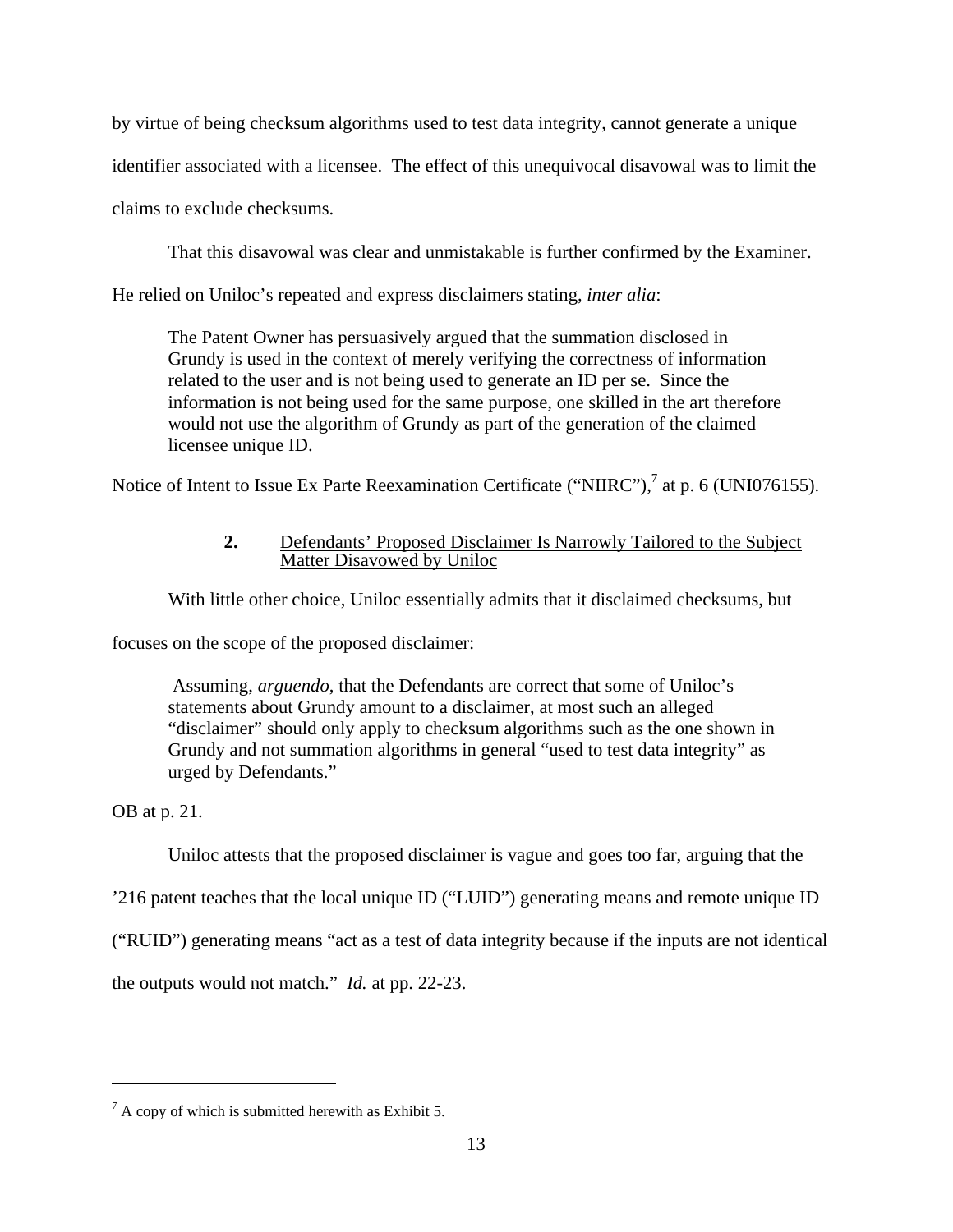by virtue of being checksum algorithms used to test data integrity, cannot generate a unique identifier associated with a licensee. The effect of this unequivocal disavowal was to limit the claims to exclude checksums.

That this disavowal was clear and unmistakable is further confirmed by the Examiner. He relied on Uniloc's repeated and express disclaimers stating, *inter alia*:

> The Patent Owner has persuasively argued that the summation disclosed in Grundy is used in the context of merely verifying the correctness of information related to the user and is not being used to generate an ID per se. Since the information is not being used for the same purpose, one skilled in the art therefore would not use the algorithm of Grundy as part of the generation of the claimed licensee unique ID.

Notice of Intent to Issue Ex Parte Reexamination Certificate ("NIIRC"),[7] at p. 6 (UNI076155).

### 2. Defendants' Proposed Disclaimer Is Narrowly Tailored to the Subject Matter Disavowed by Uniloc

With little other choice, Uniloc essentially admits that it disclaimed checksums, but focuses on the scope of the proposed disclaimer:

> Assuming, *arguendo*, that the Defendants are correct that some of Uniloc's statements about Grundy amount to a disclaimer, at most such an alleged "disclaimer" should only apply to checksum algorithms such as the one shown in Grundy and not summation algorithms in general "used to test data integrity" as urged by Defendants."

OB at p. 21.

Uniloc attests that the proposed disclaimer is vague and goes too far, arguing that the '216 patent teaches that the local unique ID ("LUID") generating means and remote unique ID ("RUID") generating means "act as a test of data integrity because if the inputs are not identical the outputs would not match." *Id.* at pp. 22-23.

---

[7] A copy of which is submitted herewith as Exhibit 5.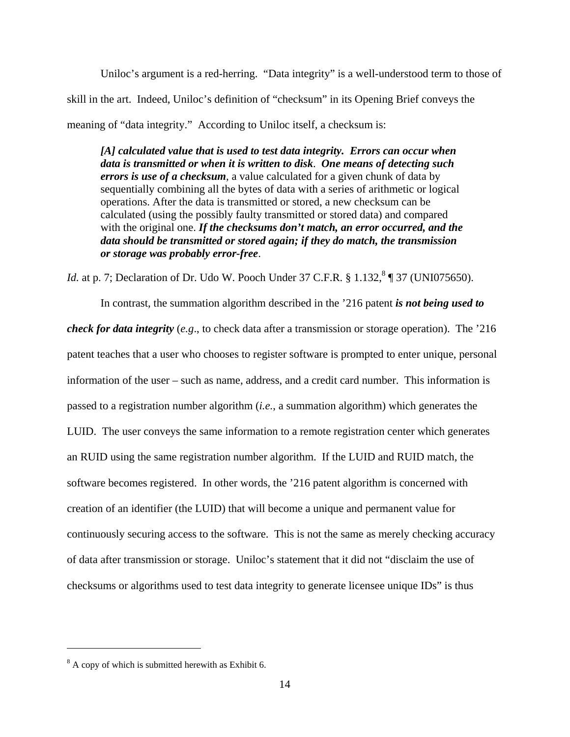Uniloc's argument is a red-herring. "Data integrity" is a well-understood term to those of skill in the art. Indeed, Uniloc's definition of "checksum" in its Opening Brief conveys the meaning of "data integrity." According to Uniloc itself, a checksum is:

> ***[A] calculated value that is used to test data integrity. Errors can occur when data is transmitted or when it is written to disk. One means of detecting such errors is use of a checksum***, a value calculated for a given chunk of data by sequentially combining all the bytes of data with a series of arithmetic or logical operations. After the data is transmitted or stored, a new checksum can be calculated (using the possibly faulty transmitted or stored data) and compared with the original one. ***If the checksums don't match, an error occurred, and the data should be transmitted or stored again; if they do match, the transmission or storage was probably error-free***.

*Id.* at p. 7; Declaration of Dr. Udo W. Pooch Under 37 C.F.R. § 1.132,[8] ¶ 37 (UNI075650).

In contrast, the summation algorithm described in the '216 patent ***is not being used to check for data integrity*** (*e.g*., to check data after a transmission or storage operation). The '216 patent teaches that a user who chooses to register software is prompted to enter unique, personal information of the user – such as name, address, and a credit card number. This information is passed to a registration number algorithm (*i.e.*, a summation algorithm) which generates the LUID. The user conveys the same information to a remote registration center which generates an RUID using the same registration number algorithm. If the LUID and RUID match, the software becomes registered. In other words, the '216 patent algorithm is concerned with creation of an identifier (the LUID) that will become a unique and permanent value for continuously securing access to the software. This is not the same as merely checking accuracy of data after transmission or storage. Uniloc's statement that it did not "disclaim the use of checksums or algorithms used to test data integrity to generate licensee unique IDs" is thus

---

[8] A copy of which is submitted herewith as Exhibit 6.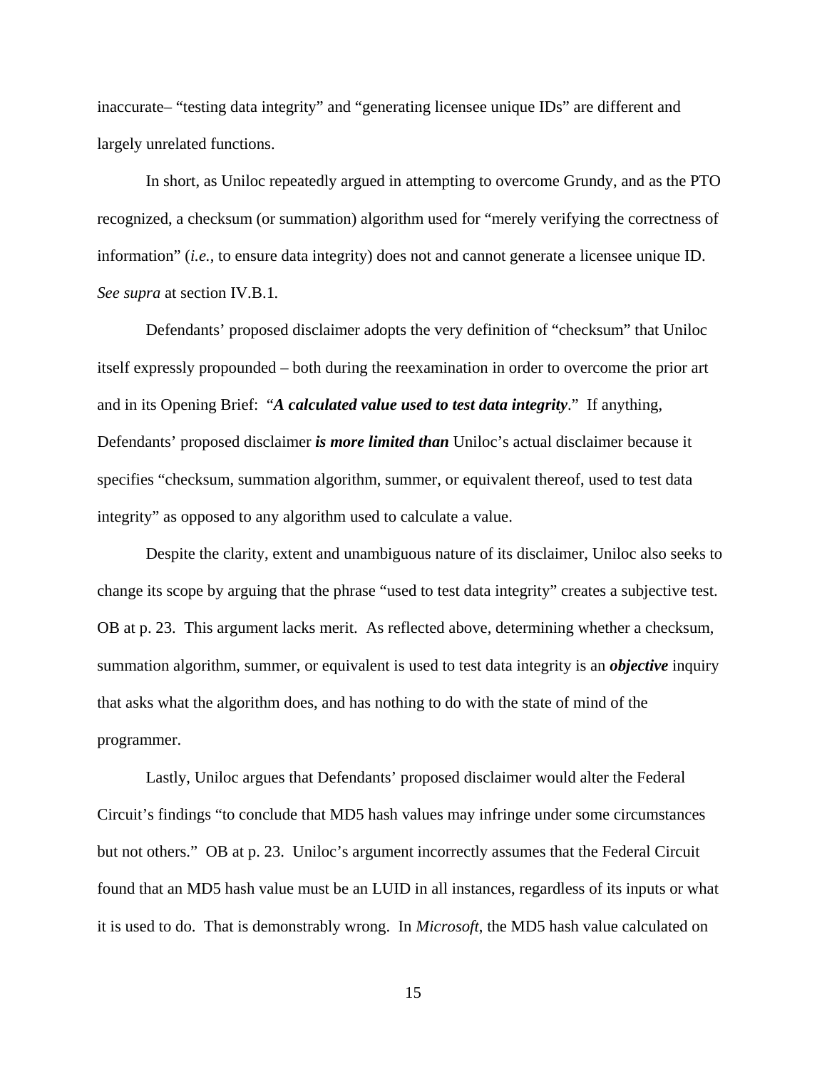inaccurate– "testing data integrity" and "generating licensee unique IDs" are different and largely unrelated functions.

In short, as Uniloc repeatedly argued in attempting to overcome Grundy, and as the PTO recognized, a checksum (or summation) algorithm used for "merely verifying the correctness of information" (*i.e.*, to ensure data integrity) does not and cannot generate a licensee unique ID. *See supra* at section IV.B.1.

Defendants' proposed disclaimer adopts the very definition of "checksum" that Uniloc itself expressly propounded – both during the reexamination in order to overcome the prior art and in its Opening Brief: "***A calculated value used to test data integrity***." If anything, Defendants' proposed disclaimer ***is more limited than*** Uniloc's actual disclaimer because it specifies "checksum, summation algorithm, summer, or equivalent thereof, used to test data integrity" as opposed to any algorithm used to calculate a value.

Despite the clarity, extent and unambiguous nature of its disclaimer, Uniloc also seeks to change its scope by arguing that the phrase "used to test data integrity" creates a subjective test. OB at p. 23. This argument lacks merit. As reflected above, determining whether a checksum, summation algorithm, summer, or equivalent is used to test data integrity is an ***objective*** inquiry that asks what the algorithm does, and has nothing to do with the state of mind of the programmer.

Lastly, Uniloc argues that Defendants' proposed disclaimer would alter the Federal Circuit's findings "to conclude that MD5 hash values may infringe under some circumstances but not others." OB at p. 23. Uniloc's argument incorrectly assumes that the Federal Circuit found that an MD5 hash value must be an LUID in all instances, regardless of its inputs or what it is used to do. That is demonstrably wrong. In *Microsoft*, the MD5 hash value calculated on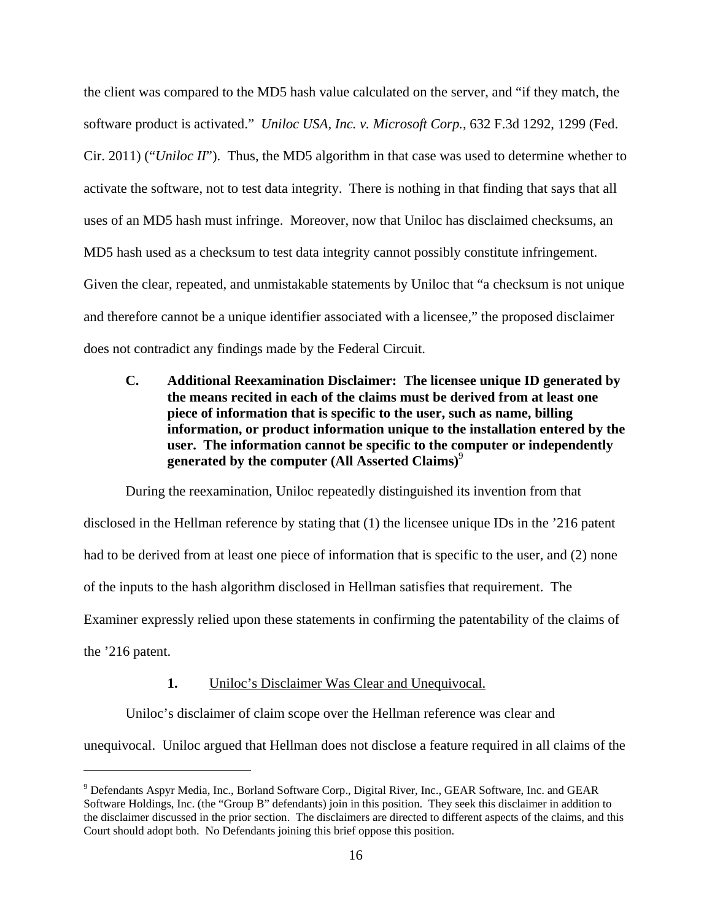the client was compared to the MD5 hash value calculated on the server, and "if they match, the software product is activated." *Uniloc USA, Inc. v. Microsoft Corp.*, 632 F.3d 1292, 1299 (Fed. Cir. 2011) ("*Uniloc II*"). Thus, the MD5 algorithm in that case was used to determine whether to activate the software, not to test data integrity. There is nothing in that finding that says that all uses of an MD5 hash must infringe. Moreover, now that Uniloc has disclaimed checksums, an MD5 hash used as a checksum to test data integrity cannot possibly constitute infringement. Given the clear, repeated, and unmistakable statements by Uniloc that "a checksum is not unique and therefore cannot be a unique identifier associated with a licensee," the proposed disclaimer does not contradict any findings made by the Federal Circuit.

### C. Additional Reexamination Disclaimer: The licensee unique ID generated by the means recited in each of the claims must be derived from at least one piece of information that is specific to the user, such as name, billing information, or product information unique to the installation entered by the user. The information cannot be specific to the computer or independently generated by the computer (All Asserted Claims)[9]

During the reexamination, Uniloc repeatedly distinguished its invention from that disclosed in the Hellman reference by stating that (1) the licensee unique IDs in the '216 patent had to be derived from at least one piece of information that is specific to the user, and (2) none of the inputs to the hash algorithm disclosed in Hellman satisfies that requirement. The Examiner expressly relied upon these statements in confirming the patentability of the claims of the '216 patent.

#### 1. Uniloc's Disclaimer Was Clear and Unequivocal.

Uniloc's disclaimer of claim scope over the Hellman reference was clear and unequivocal. Uniloc argued that Hellman does not disclose a feature required in all claims of the

---

[9] Defendants Aspyr Media, Inc., Borland Software Corp., Digital River, Inc., GEAR Software, Inc. and GEAR Software Holdings, Inc. (the "Group B" defendants) join in this position. They seek this disclaimer in addition to the disclaimer discussed in the prior section. The disclaimers are directed to different aspects of the claims, and this Court should adopt both. No Defendants joining this brief oppose this position.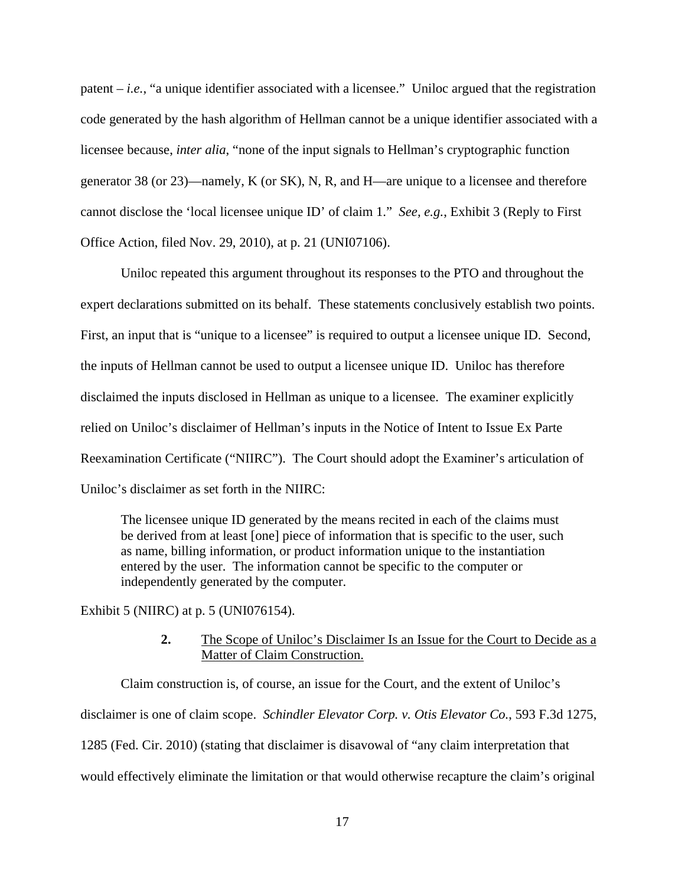patent – *i.e.*, "a unique identifier associated with a licensee." Uniloc argued that the registration code generated by the hash algorithm of Hellman cannot be a unique identifier associated with a licensee because, *inter alia*, "none of the input signals to Hellman's cryptographic function generator 38 (or 23)—namely, K (or SK), N, R, and H—are unique to a licensee and therefore cannot disclose the 'local licensee unique ID' of claim 1." *See, e.g.*, Exhibit 3 (Reply to First Office Action, filed Nov. 29, 2010), at p. 21 (UNI07106).

Uniloc repeated this argument throughout its responses to the PTO and throughout the expert declarations submitted on its behalf. These statements conclusively establish two points. First, an input that is "unique to a licensee" is required to output a licensee unique ID. Second, the inputs of Hellman cannot be used to output a licensee unique ID. Uniloc has therefore disclaimed the inputs disclosed in Hellman as unique to a licensee. The examiner explicitly relied on Uniloc's disclaimer of Hellman's inputs in the Notice of Intent to Issue Ex Parte Reexamination Certificate ("NIIRC"). The Court should adopt the Examiner's articulation of Uniloc's disclaimer as set forth in the NIIRC:

> The licensee unique ID generated by the means recited in each of the claims must be derived from at least [one] piece of information that is specific to the user, such as name, billing information, or product information unique to the instantiation entered by the user. The information cannot be specific to the computer or independently generated by the computer.

Exhibit 5 (NIIRC) at p. 5 (UNI076154).

### **2.** The Scope of Uniloc's Disclaimer Is an Issue for the Court to Decide as a Matter of Claim Construction.

Claim construction is, of course, an issue for the Court, and the extent of Uniloc's disclaimer is one of claim scope. *Schindler Elevator Corp. v. Otis Elevator Co.*, 593 F.3d 1275, 1285 (Fed. Cir. 2010) (stating that disclaimer is disavowal of "any claim interpretation that would effectively eliminate the limitation or that would otherwise recapture the claim's original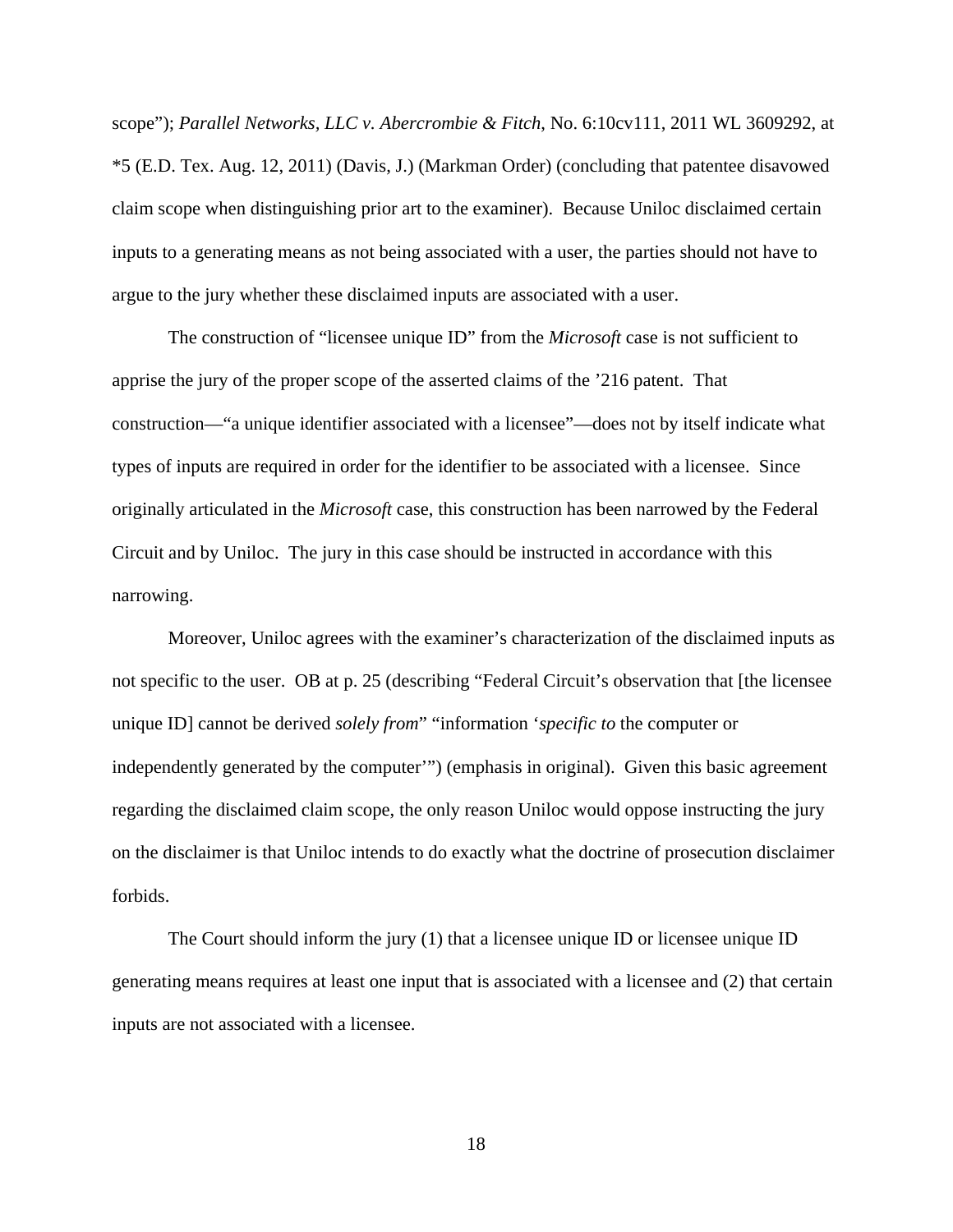scope"); *Parallel Networks, LLC v. Abercrombie & Fitch*, No. 6:10cv111, 2011 WL 3609292, at *5 (E.D. Tex. Aug. 12, 2011) (Davis, J.) (Markman Order) (concluding that patentee disavowed claim scope when distinguishing prior art to the examiner). Because Uniloc disclaimed certain inputs to a generating means as not being associated with a user, the parties should not have to argue to the jury whether these disclaimed inputs are associated with a user.

The construction of "licensee unique ID" from the *Microsoft* case is not sufficient to apprise the jury of the proper scope of the asserted claims of the '216 patent. That construction—"a unique identifier associated with a licensee"—does not by itself indicate what types of inputs are required in order for the identifier to be associated with a licensee. Since originally articulated in the *Microsoft* case, this construction has been narrowed by the Federal Circuit and by Uniloc. The jury in this case should be instructed in accordance with this narrowing.

Moreover, Uniloc agrees with the examiner's characterization of the disclaimed inputs as not specific to the user. OB at p. 25 (describing "Federal Circuit's observation that [the licensee unique ID] cannot be derived *solely from*" "information '*specific to* the computer or independently generated by the computer'") (emphasis in original). Given this basic agreement regarding the disclaimed claim scope, the only reason Uniloc would oppose instructing the jury on the disclaimer is that Uniloc intends to do exactly what the doctrine of prosecution disclaimer forbids.

The Court should inform the jury (1) that a licensee unique ID or licensee unique ID generating means requires at least one input that is associated with a licensee and (2) that certain inputs are not associated with a licensee.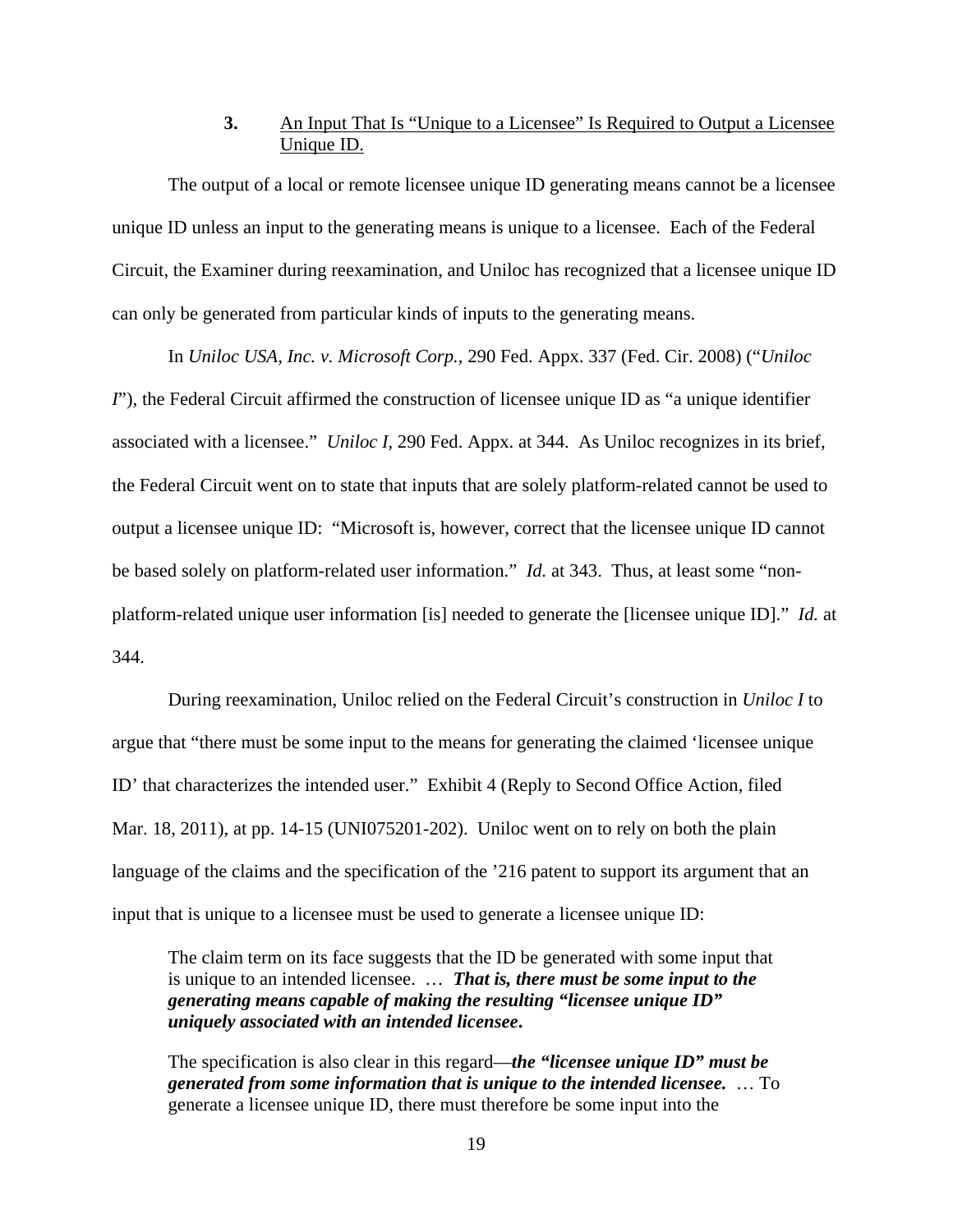### 3. An Input That Is "Unique to a Licensee" Is Required to Output a Licensee Unique ID.

The output of a local or remote licensee unique ID generating means cannot be a licensee unique ID unless an input to the generating means is unique to a licensee. Each of the Federal Circuit, the Examiner during reexamination, and Uniloc has recognized that a licensee unique ID can only be generated from particular kinds of inputs to the generating means.

In *Uniloc USA, Inc. v. Microsoft Corp.*, 290 Fed. Appx. 337 (Fed. Cir. 2008) ("*Uniloc I*"), the Federal Circuit affirmed the construction of licensee unique ID as "a unique identifier associated with a licensee." *Uniloc I*, 290 Fed. Appx. at 344. As Uniloc recognizes in its brief, the Federal Circuit went on to state that inputs that are solely platform-related cannot be used to output a licensee unique ID: "Microsoft is, however, correct that the licensee unique ID cannot be based solely on platform-related user information." *Id.* at 343. Thus, at least some "non-platform-related unique user information [is] needed to generate the [licensee unique ID]." *Id.* at 344.

During reexamination, Uniloc relied on the Federal Circuit's construction in *Uniloc I* to argue that "there must be some input to the means for generating the claimed 'licensee unique ID' that characterizes the intended user." Exhibit 4 (Reply to Second Office Action, filed Mar. 18, 2011), at pp. 14-15 (UNI075201-202). Uniloc went on to rely on both the plain language of the claims and the specification of the '216 patent to support its argument that an input that is unique to a licensee must be used to generate a licensee unique ID:

> The claim term on its face suggests that the ID be generated with some input that is unique to an intended licensee. … ***That is, there must be some input to the generating means capable of making the resulting "licensee unique ID" uniquely associated with an intended licensee***.
>
> The specification is also clear in this regard—***the "licensee unique ID" must be generated from some information that is unique to the intended licensee.*** … To generate a licensee unique ID, there must therefore be some input into the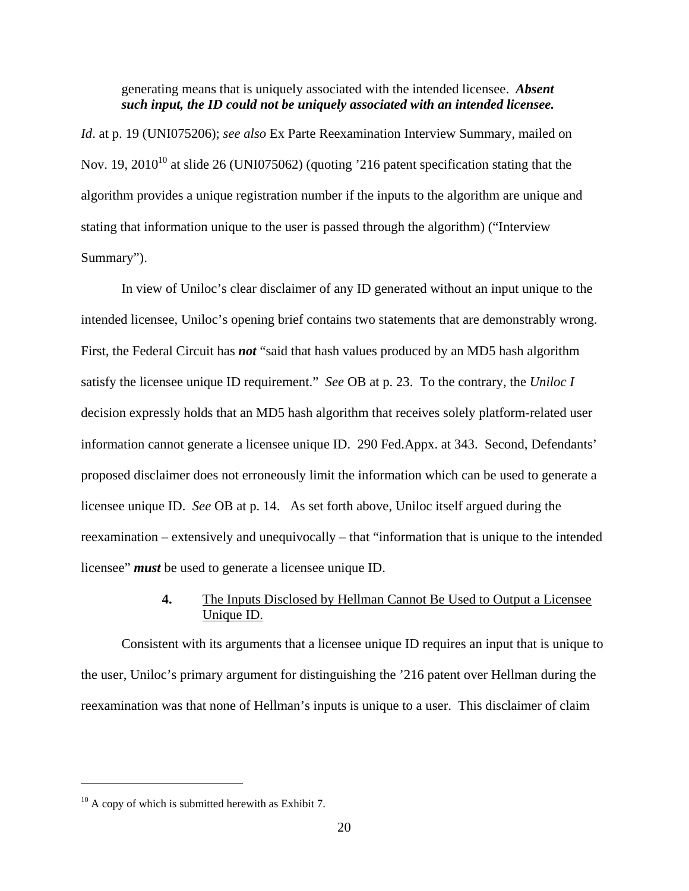> generating means that is uniquely associated with the intended licensee. ***Absent such input, the ID could not be uniquely associated with an intended licensee.***

*Id*. at p. 19 (UNI075206); *see also* Ex Parte Reexamination Interview Summary, mailed on Nov. 19, 2010[10] at slide 26 (UNI075062) (quoting '216 patent specification stating that the algorithm provides a unique registration number if the inputs to the algorithm are unique and stating that information unique to the user is passed through the algorithm) ("Interview Summary").

In view of Uniloc's clear disclaimer of any ID generated without an input unique to the intended licensee, Uniloc's opening brief contains two statements that are demonstrably wrong. First, the Federal Circuit has ***not*** "said that hash values produced by an MD5 hash algorithm satisfy the licensee unique ID requirement." *See* OB at p. 23. To the contrary, the *Uniloc I* decision expressly holds that an MD5 hash algorithm that receives solely platform-related user information cannot generate a licensee unique ID. 290 Fed.Appx. at 343. Second, Defendants' proposed disclaimer does not erroneously limit the information which can be used to generate a licensee unique ID. *See* OB at p. 14. As set forth above, Uniloc itself argued during the reexamination – extensively and unequivocally – that "information that is unique to the intended licensee" ***must*** be used to generate a licensee unique ID.

**4.** <u>The Inputs Disclosed by Hellman Cannot Be Used to Output a Licensee Unique ID.</u>

Consistent with its arguments that a licensee unique ID requires an input that is unique to the user, Uniloc's primary argument for distinguishing the '216 patent over Hellman during the reexamination was that none of Hellman's inputs is unique to a user. This disclaimer of claim

---

[10] A copy of which is submitted herewith as Exhibit 7.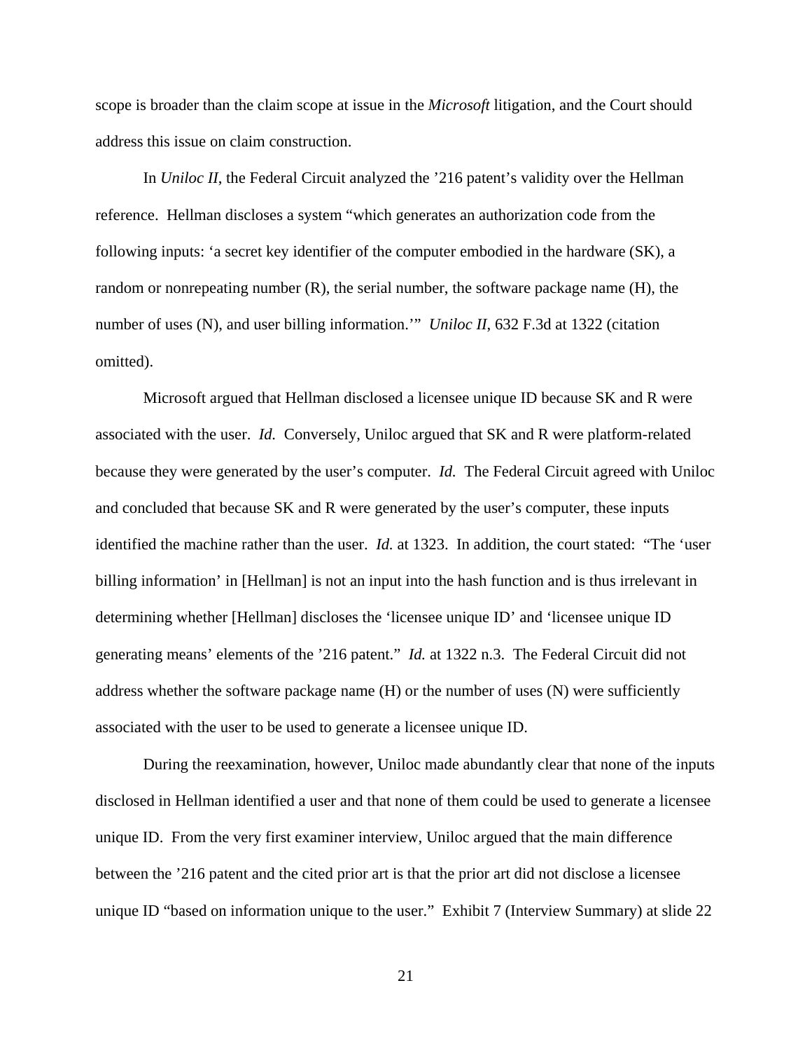scope is broader than the claim scope at issue in the *Microsoft* litigation, and the Court should address this issue on claim construction.

In *Uniloc II*, the Federal Circuit analyzed the ’216 patent’s validity over the Hellman reference. Hellman discloses a system “which generates an authorization code from the following inputs: ‘a secret key identifier of the computer embodied in the hardware (SK), a random or nonrepeating number (R), the serial number, the software package name (H), the number of uses (N), and user billing information.’” *Uniloc II*, 632 F.3d at 1322 (citation omitted).

Microsoft argued that Hellman disclosed a licensee unique ID because SK and R were associated with the user. *Id.* Conversely, Uniloc argued that SK and R were platform-related because they were generated by the user’s computer. *Id.* The Federal Circuit agreed with Uniloc and concluded that because SK and R were generated by the user’s computer, these inputs identified the machine rather than the user. *Id.* at 1323. In addition, the court stated: “The ‘user billing information’ in [Hellman] is not an input into the hash function and is thus irrelevant in determining whether [Hellman] discloses the ‘licensee unique ID’ and ‘licensee unique ID generating means’ elements of the ’216 patent.” *Id.* at 1322 n.3. The Federal Circuit did not address whether the software package name (H) or the number of uses (N) were sufficiently associated with the user to be used to generate a licensee unique ID.

During the reexamination, however, Uniloc made abundantly clear that none of the inputs disclosed in Hellman identified a user and that none of them could be used to generate a licensee unique ID. From the very first examiner interview, Uniloc argued that the main difference between the ’216 patent and the cited prior art is that the prior art did not disclose a licensee unique ID “based on information unique to the user.” Exhibit 7 (Interview Summary) at slide 22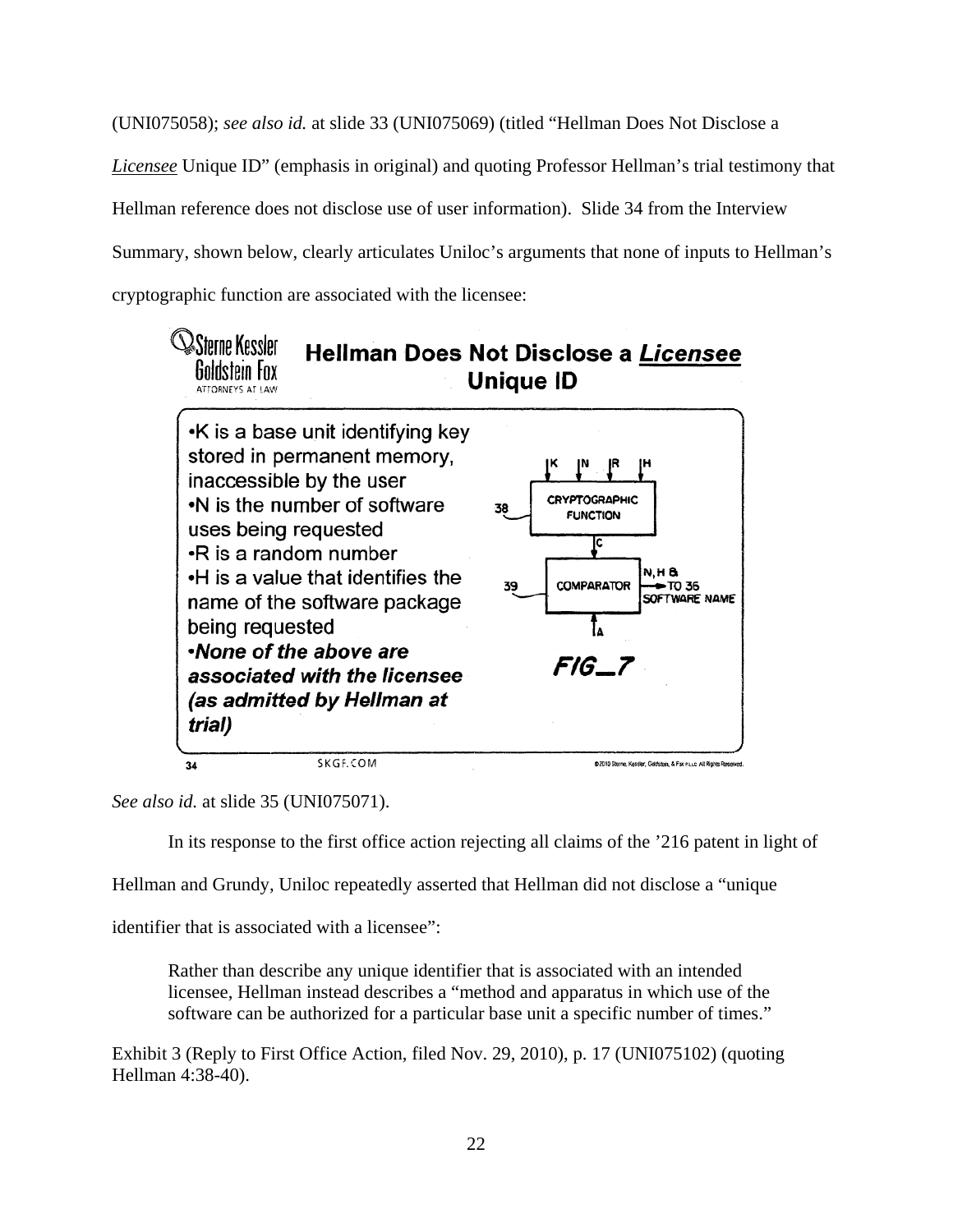(UNI075058); *see also id.* at slide 33 (UNI075069) (titled "Hellman Does Not Disclose a *Licensee* Unique ID" (emphasis in original) and quoting Professor Hellman's trial testimony that Hellman reference does not disclose use of user information). Slide 34 from the Interview Summary, shown below, clearly articulates Uniloc's arguments that none of inputs to Hellman's cryptographic function are associated with the licensee:

Sterne Kessler Goldstein Fox ATTORNEYS AT LAW

**Hellman Does Not Disclose a *Licensee* Unique ID**

- K is a base unit identifying key stored in permanent memory, inaccessible by the user
- N is the number of software uses being requested
- R is a random number
- H is a value that identifies the name of the software package being requested
- ***None of the above are associated with the licensee (as admitted by Hellman at trial)***

K N R H — 38 CRYPTOGRAPHIC FUNCTION — C — 39 COMPARATOR — A — N, H & TO 36 SOFTWARE NAME

*FIG_7*

34 SKGF.COM ©2010 Sterne, Kessler, Goldstein, & Fox P.L.L.C. All Rights Reserved.

*See also id.* at slide 35 (UNI075071).

In its response to the first office action rejecting all claims of the '216 patent in light of Hellman and Grundy, Uniloc repeatedly asserted that Hellman did not disclose a "unique identifier that is associated with a licensee":

> Rather than describe any unique identifier that is associated with an intended licensee, Hellman instead describes a "method and apparatus in which use of the software can be authorized for a particular base unit a specific number of times."

Exhibit 3 (Reply to First Office Action, filed Nov. 29, 2010), p. 17 (UNI075102) (quoting Hellman 4:38-40).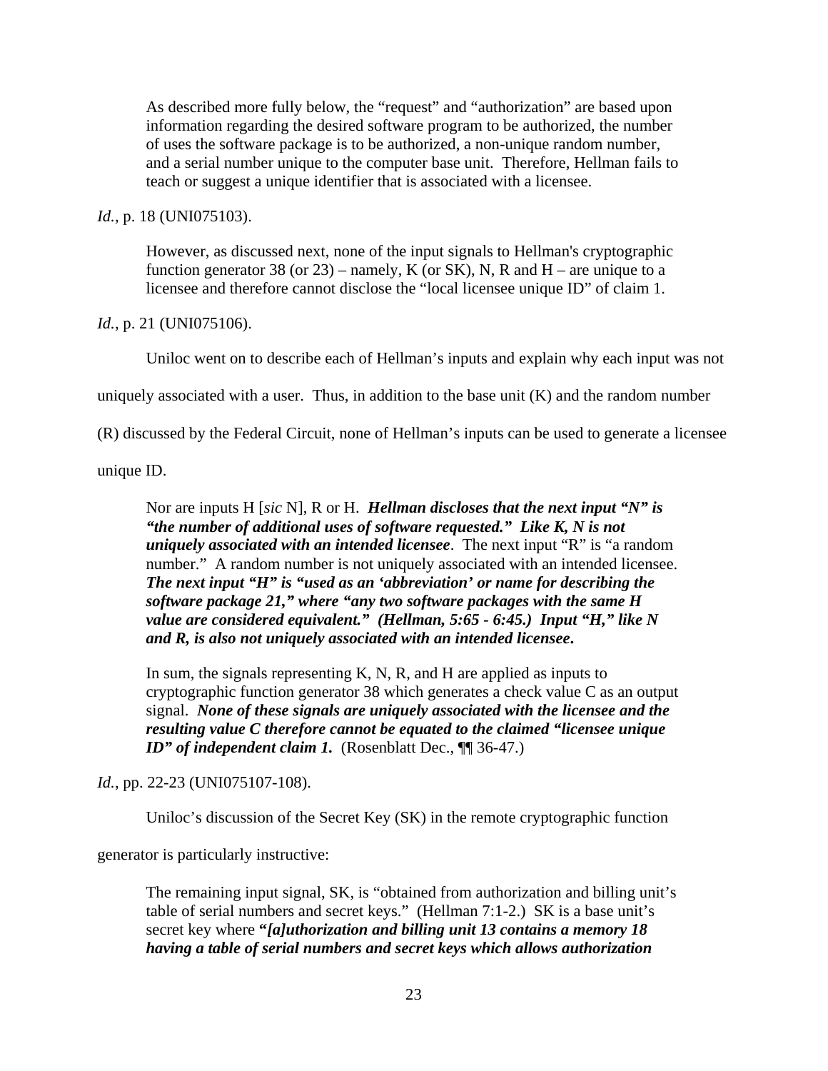> As described more fully below, the "request" and "authorization" are based upon information regarding the desired software program to be authorized, the number of uses the software package is to be authorized, a non-unique random number, and a serial number unique to the computer base unit. Therefore, Hellman fails to teach or suggest a unique identifier that is associated with a licensee.

*Id.*, p. 18 (UNI075103).

> However, as discussed next, none of the input signals to Hellman's cryptographic function generator 38 (or 23) – namely, K (or SK), N, R and H – are unique to a licensee and therefore cannot disclose the "local licensee unique ID" of claim 1.

*Id.*, p. 21 (UNI075106).

Uniloc went on to describe each of Hellman's inputs and explain why each input was not uniquely associated with a user. Thus, in addition to the base unit (K) and the random number (R) discussed by the Federal Circuit, none of Hellman's inputs can be used to generate a licensee unique ID.

> Nor are inputs H [*sic* N], R or H. ***Hellman discloses that the next input "N" is "the number of additional uses of software requested." Like K, N is not uniquely associated with an intended licensee***. The next input "R" is "a random number." A random number is not uniquely associated with an intended licensee. ***The next input "H" is "used as an 'abbreviation' or name for describing the software package 21," where "any two software packages with the same H value are considered equivalent." (Hellman, 5:65 - 6:45.) Input "H," like N and R, is also not uniquely associated with an intended licensee.***
>
> In sum, the signals representing K, N, R, and H are applied as inputs to cryptographic function generator 38 which generates a check value C as an output signal. ***None of these signals are uniquely associated with the licensee and the resulting value C therefore cannot be equated to the claimed "licensee unique ID" of independent claim 1.*** (Rosenblatt Dec., ¶¶ 36-47.)

*Id.*, pp. 22-23 (UNI075107-108).

Uniloc's discussion of the Secret Key (SK) in the remote cryptographic function generator is particularly instructive:

> The remaining input signal, SK, is "obtained from authorization and billing unit's table of serial numbers and secret keys." (Hellman 7:1-2.) SK is a base unit's secret key where ***"[a]uthorization and billing unit 13 contains a memory 18 having a table of serial numbers and secret keys which allows authorization***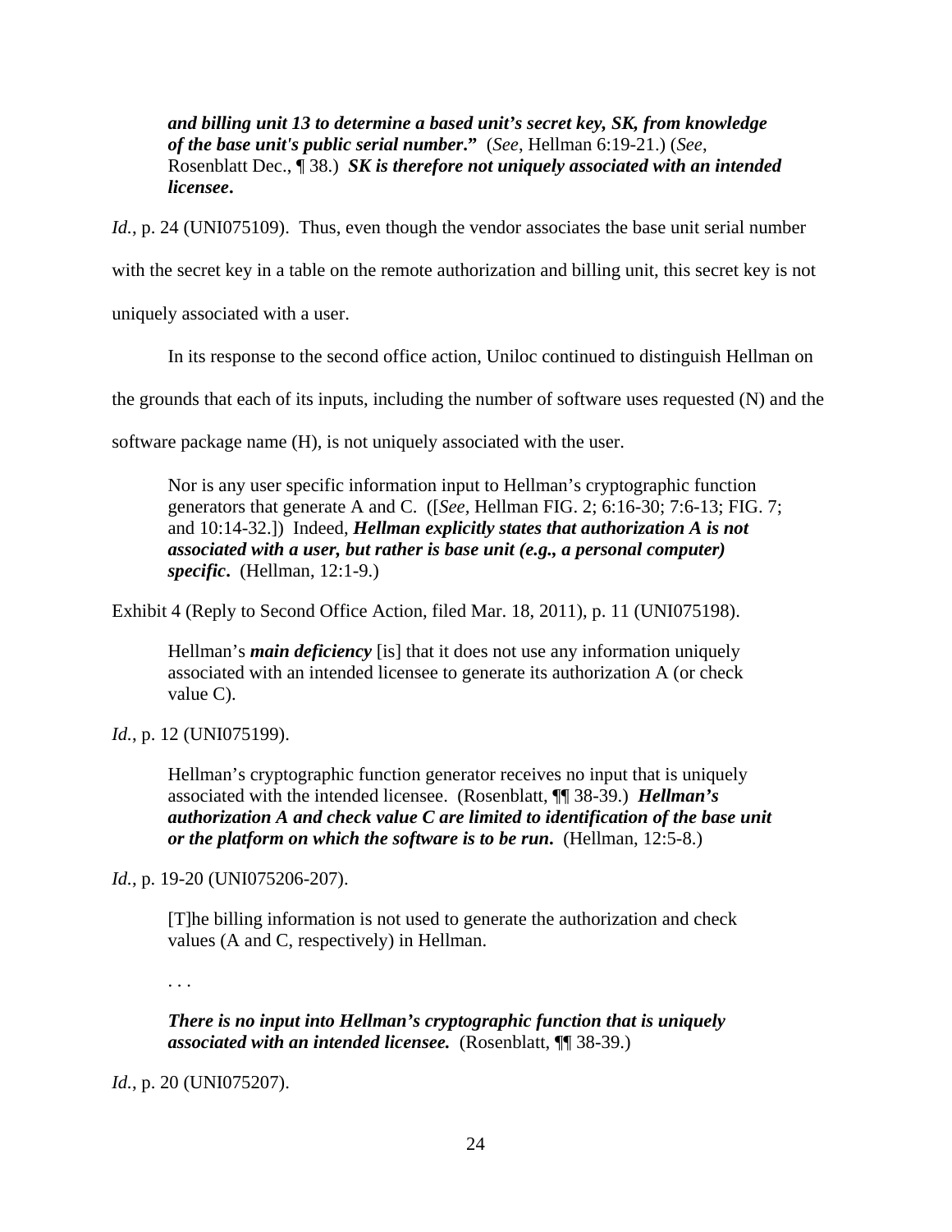> ***and billing unit 13 to determine a based unit's secret key, SK, from knowledge of the base unit's public serial number*.**" (*See*, Hellman 6:19-21.) (*See*, Rosenblatt Dec., ¶ 38.) ***SK is therefore not uniquely associated with an intended licensee*.**

*Id.*, p. 24 (UNI075109). Thus, even though the vendor associates the base unit serial number with the secret key in a table on the remote authorization and billing unit, this secret key is not uniquely associated with a user.

In its response to the second office action, Uniloc continued to distinguish Hellman on the grounds that each of its inputs, including the number of software uses requested (N) and the software package name (H), is not uniquely associated with the user.

> Nor is any user specific information input to Hellman's cryptographic function generators that generate A and C. ([*See*, Hellman FIG. 2; 6:16-30; 7:6-13; FIG. 7; and 10:14-32.]) Indeed, ***Hellman explicitly states that authorization A is not associated with a user, but rather is base unit (e.g., a personal computer) specific*.** (Hellman, 12:1-9.)

Exhibit 4 (Reply to Second Office Action, filed Mar. 18, 2011), p. 11 (UNI075198).

> Hellman's ***main deficiency*** [is] that it does not use any information uniquely associated with an intended licensee to generate its authorization A (or check value C).

*Id.*, p. 12 (UNI075199).

> Hellman's cryptographic function generator receives no input that is uniquely associated with the intended licensee. (Rosenblatt, ¶¶ 38-39.) ***Hellman's authorization A and check value C are limited to identification of the base unit or the platform on which the software is to be run*.** (Hellman, 12:5-8.)

*Id.*, p. 19-20 (UNI075206-207).

> [T]he billing information is not used to generate the authorization and check values (A and C, respectively) in Hellman.
>
> . . .
>
> ***There is no input into Hellman's cryptographic function that is uniquely associated with an intended licensee.*** (Rosenblatt, ¶¶ 38-39.)

*Id.*, p. 20 (UNI075207).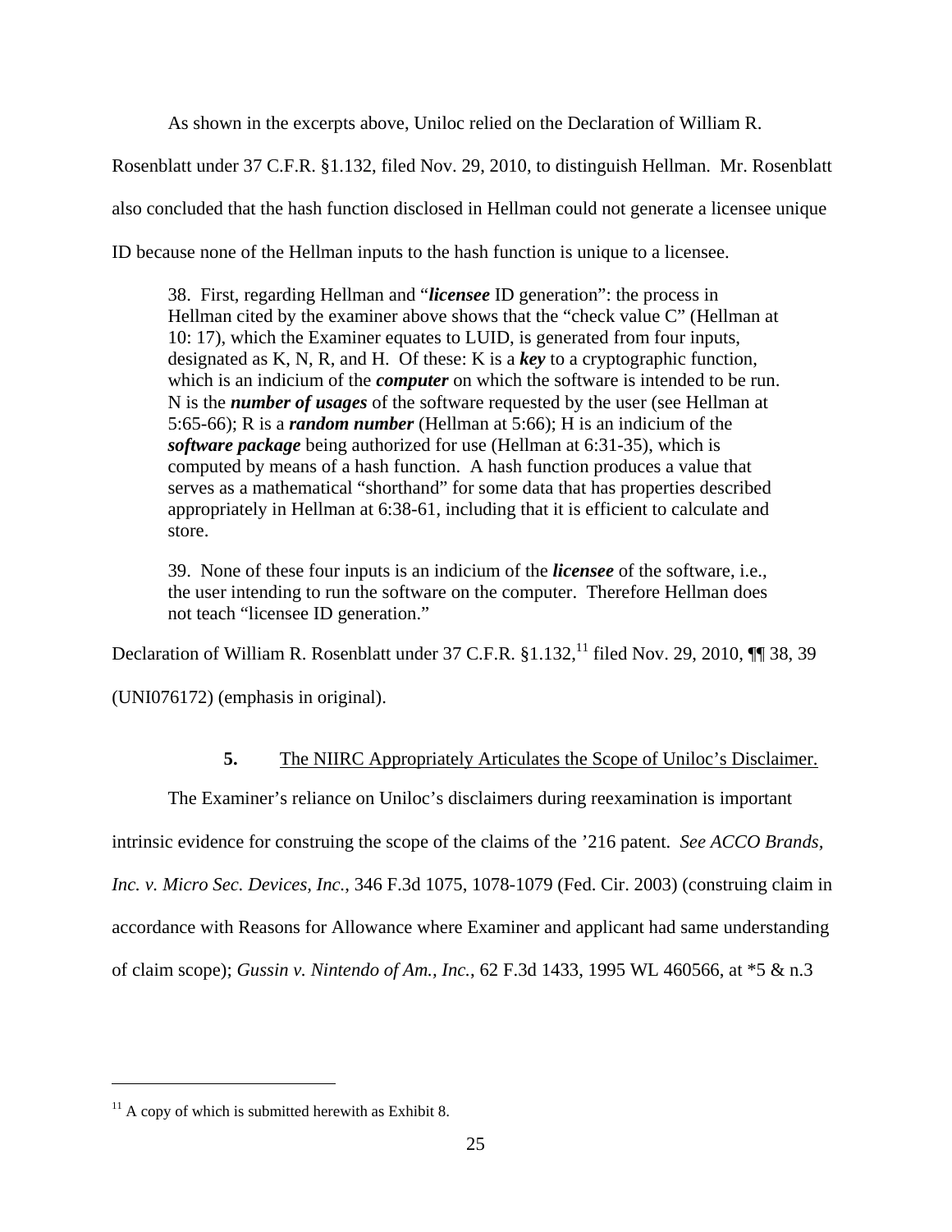As shown in the excerpts above, Uniloc relied on the Declaration of William R. Rosenblatt under 37 C.F.R. §1.132, filed Nov. 29, 2010, to distinguish Hellman. Mr. Rosenblatt also concluded that the hash function disclosed in Hellman could not generate a licensee unique ID because none of the Hellman inputs to the hash function is unique to a licensee.

> 38. First, regarding Hellman and "***licensee*** ID generation": the process in Hellman cited by the examiner above shows that the "check value C" (Hellman at 10: 17), which the Examiner equates to LUID, is generated from four inputs, designated as K, N, R, and H. Of these: K is a ***key*** to a cryptographic function, which is an indicium of the ***computer*** on which the software is intended to be run. N is the ***number of usages*** of the software requested by the user (see Hellman at 5:65-66); R is a ***random number*** (Hellman at 5:66); H is an indicium of the ***software package*** being authorized for use (Hellman at 6:31-35), which is computed by means of a hash function. A hash function produces a value that serves as a mathematical "shorthand" for some data that has properties described appropriately in Hellman at 6:38-61, including that it is efficient to calculate and store.
>
> 39. None of these four inputs is an indicium of the ***licensee*** of the software, i.e., the user intending to run the software on the computer. Therefore Hellman does not teach "licensee ID generation."

Declaration of William R. Rosenblatt under 37 C.F.R. §1.132,[11] filed Nov. 29, 2010, ¶¶ 38, 39 (UNI076172) (emphasis in original).

**5.** The NIIRC Appropriately Articulates the Scope of Uniloc's Disclaimer.

The Examiner's reliance on Uniloc's disclaimers during reexamination is important intrinsic evidence for construing the scope of the claims of the '216 patent. *See ACCO Brands, Inc. v. Micro Sec. Devices, Inc.*, 346 F.3d 1075, 1078-1079 (Fed. Cir. 2003) (construing claim in accordance with Reasons for Allowance where Examiner and applicant had same understanding of claim scope); *Gussin v. Nintendo of Am., Inc.*, 62 F.3d 1433, 1995 WL 460566, at *5 & n.3

---

[11] A copy of which is submitted herewith as Exhibit 8.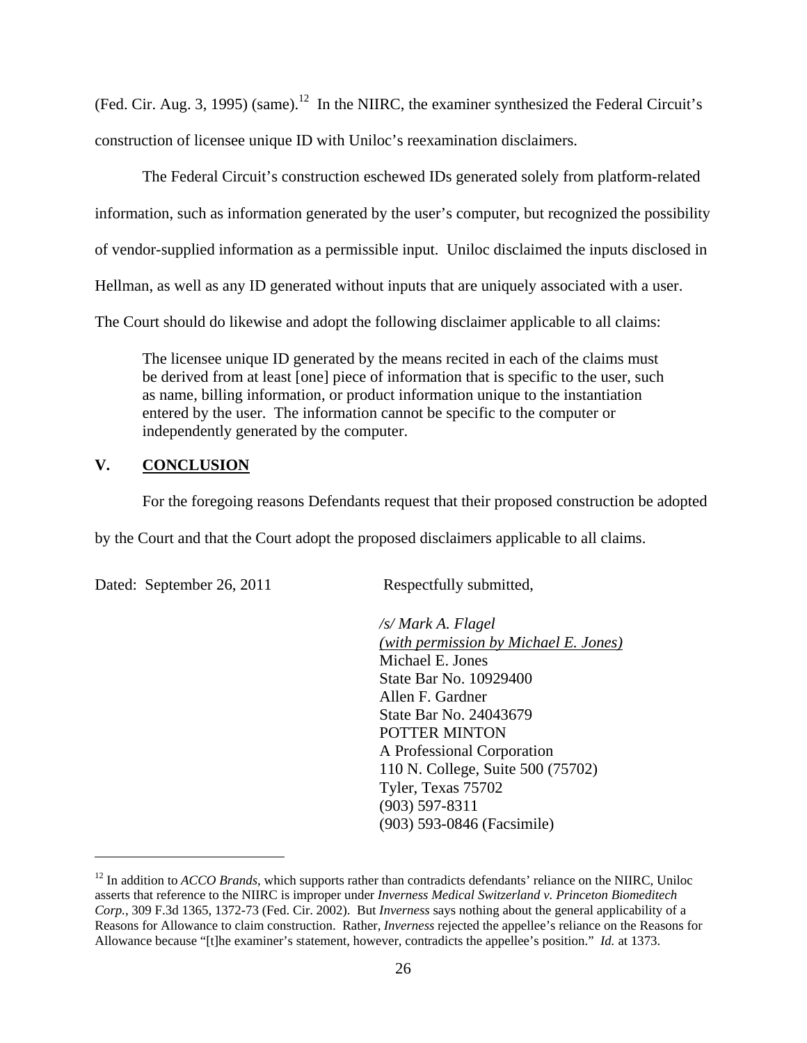(Fed. Cir. Aug. 3, 1995) (same).[12] In the NIIRC, the examiner synthesized the Federal Circuit's construction of licensee unique ID with Uniloc's reexamination disclaimers.

The Federal Circuit's construction eschewed IDs generated solely from platform-related information, such as information generated by the user's computer, but recognized the possibility of vendor-supplied information as a permissible input. Uniloc disclaimed the inputs disclosed in Hellman, as well as any ID generated without inputs that are uniquely associated with a user. The Court should do likewise and adopt the following disclaimer applicable to all claims:

> The licensee unique ID generated by the means recited in each of the claims must be derived from at least [one] piece of information that is specific to the user, such as name, billing information, or product information unique to the instantiation entered by the user. The information cannot be specific to the computer or independently generated by the computer.

## V. CONCLUSION

For the foregoing reasons Defendants request that their proposed construction be adopted by the Court and that the Court adopt the proposed disclaimers applicable to all claims.

Dated: September 26, 2011

Respectfully submitted,

*/s/ Mark A. Flagel*
*(with permission by Michael E. Jones)*
Michael E. Jones
State Bar No. 10929400
Allen F. Gardner
State Bar No. 24043679
POTTER MINTON
A Professional Corporation
110 N. College, Suite 500 (75702)
Tyler, Texas 75702
(903) 597-8311
(903) 593-0846 (Facsimile)

---

[12] In addition to *ACCO Brands*, which supports rather than contradicts defendants' reliance on the NIIRC, Uniloc asserts that reference to the NIIRC is improper under *Inverness Medical Switzerland v. Princeton Biomeditech Corp.*, 309 F.3d 1365, 1372-73 (Fed. Cir. 2002). But *Inverness* says nothing about the general applicability of a Reasons for Allowance to claim construction. Rather, *Inverness* rejected the appellee's reliance on the Reasons for Allowance because "[t]he examiner's statement, however, contradicts the appellee's position." *Id.* at 1373.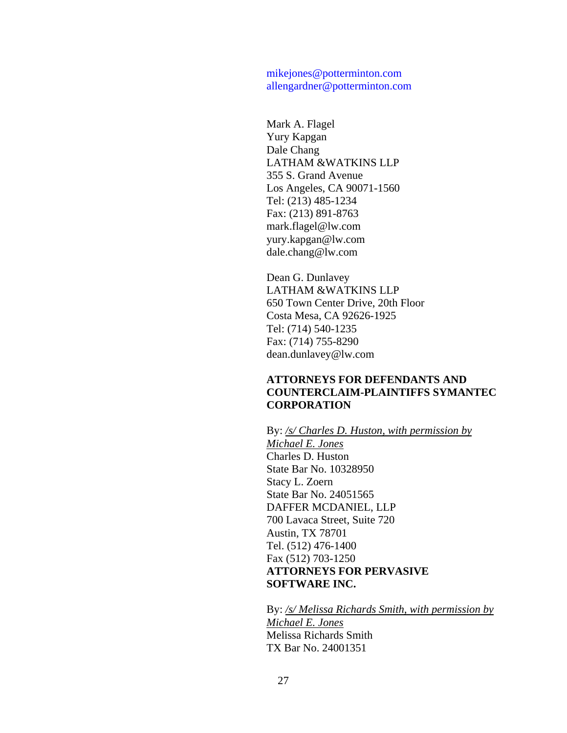mikejones@potterminton.com
allengardner@potterminton.com

Mark A. Flagel
Yury Kapgan
Dale Chang
LATHAM &WATKINS LLP
355 S. Grand Avenue
Los Angeles, CA 90071-1560
Tel: (213) 485-1234
Fax: (213) 891-8763
mark.flagel@lw.com
yury.kapgan@lw.com
dale.chang@lw.com

Dean G. Dunlavey
LATHAM &WATKINS LLP
650 Town Center Drive, 20th Floor
Costa Mesa, CA 92626-1925
Tel: (714) 540-1235
Fax: (714) 755-8290
dean.dunlavey@lw.com

**ATTORNEYS FOR DEFENDANTS AND COUNTERCLAIM-PLAINTIFFS SYMANTEC CORPORATION**

By: */s/ Charles D. Huston, with permission by Michael E. Jones*
Charles D. Huston
State Bar No. 10328950
Stacy L. Zoern
State Bar No. 24051565
DAFFER MCDANIEL, LLP
700 Lavaca Street, Suite 720
Austin, TX 78701
Tel. (512) 476-1400
Fax (512) 703-1250
**ATTORNEYS FOR PERVASIVE SOFTWARE INC.**

By: */s/ Melissa Richards Smith, with permission by Michael E. Jones*
Melissa Richards Smith
TX Bar No. 24001351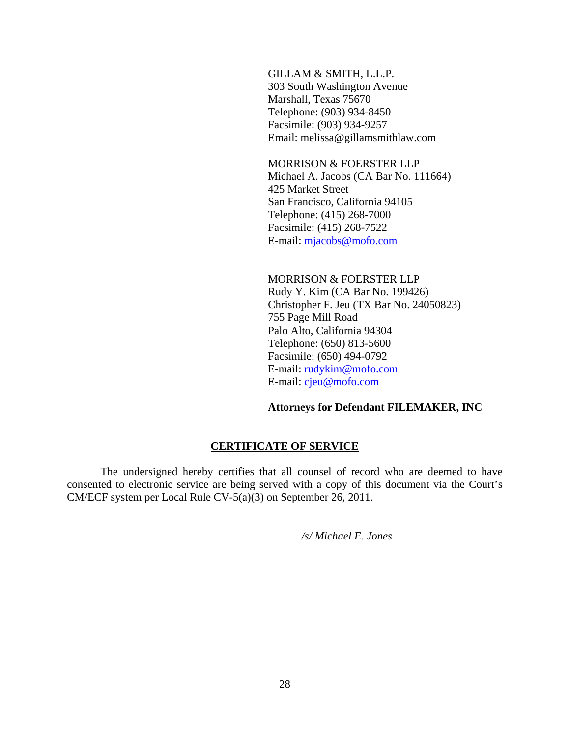GILLAM & SMITH, L.L.P.
303 South Washington Avenue
Marshall, Texas 75670
Telephone: (903) 934-8450
Facsimile: (903) 934-9257
Email: melissa@gillamsmithlaw.com

MORRISON & FOERSTER LLP
Michael A. Jacobs (CA Bar No. 111664)
425 Market Street
San Francisco, California 94105
Telephone: (415) 268-7000
Facsimile: (415) 268-7522
E-mail: mjacobs@mofo.com

MORRISON & FOERSTER LLP
Rudy Y. Kim (CA Bar No. 199426)
Christopher F. Jeu (TX Bar No. 24050823)
755 Page Mill Road
Palo Alto, California 94304
Telephone: (650) 813-5600
Facsimile: (650) 494-0792
E-mail: rudykim@mofo.com
E-mail: cjeu@mofo.com

**Attorneys for Defendant FILEMAKER, INC**

## CERTIFICATE OF SERVICE

The undersigned hereby certifies that all counsel of record who are deemed to have consented to electronic service are being served with a copy of this document via the Court's CM/ECF system per Local Rule CV-5(a)(3) on September 26, 2011.

*/s/ Michael E. Jones*